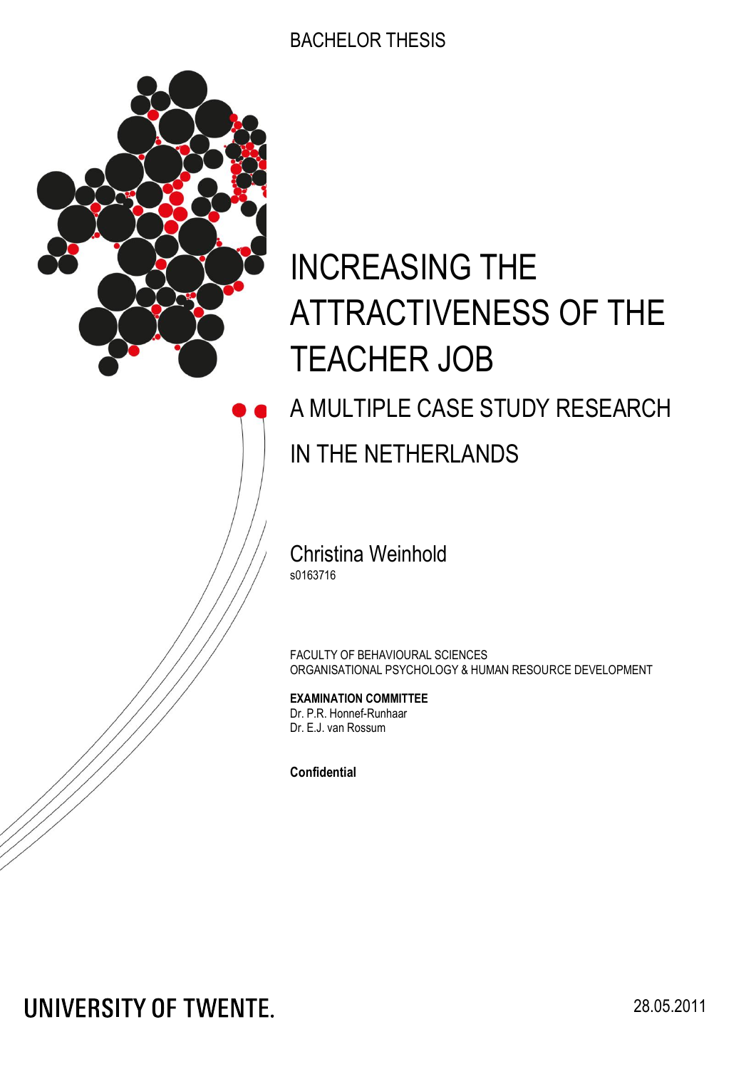BACHELOR THESIS

# INCREASING THE ATTRACTIVENESS OF THE TEACHER JOB

## A MULTIPLE CASE STUDY RESEARCH IN THE NETHERLANDS

Christina Weinhold
s0163716

FACULTY OF BEHAVIOURAL SCIENCES
ORGANISATIONAL PSYCHOLOGY & HUMAN RESOURCE DEVELOPMENT

**EXAMINATION COMMITTEE**
Dr. P.R. Honnef-Runhaar
Dr. E.J. van Rossum

**Confidential**

UNIVERSITY OF TWENTE.

28.05.2011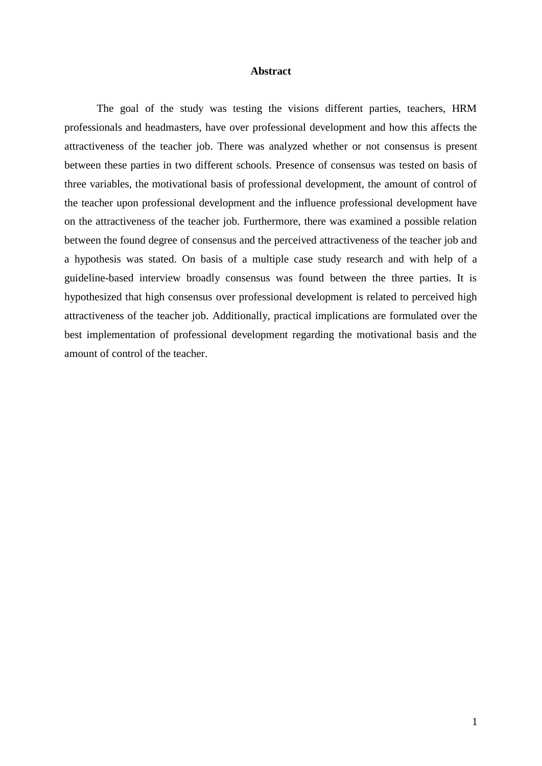# Abstract

The goal of the study was testing the visions different parties, teachers, HRM professionals and headmasters, have over professional development and how this affects the attractiveness of the teacher job. There was analyzed whether or not consensus is present between these parties in two different schools. Presence of consensus was tested on basis of three variables, the motivational basis of professional development, the amount of control of the teacher upon professional development and the influence professional development have on the attractiveness of the teacher job. Furthermore, there was examined a possible relation between the found degree of consensus and the perceived attractiveness of the teacher job and a hypothesis was stated. On basis of a multiple case study research and with help of a guideline-based interview broadly consensus was found between the three parties. It is hypothesized that high consensus over professional development is related to perceived high attractiveness of the teacher job. Additionally, practical implications are formulated over the best implementation of professional development regarding the motivational basis and the amount of control of the teacher.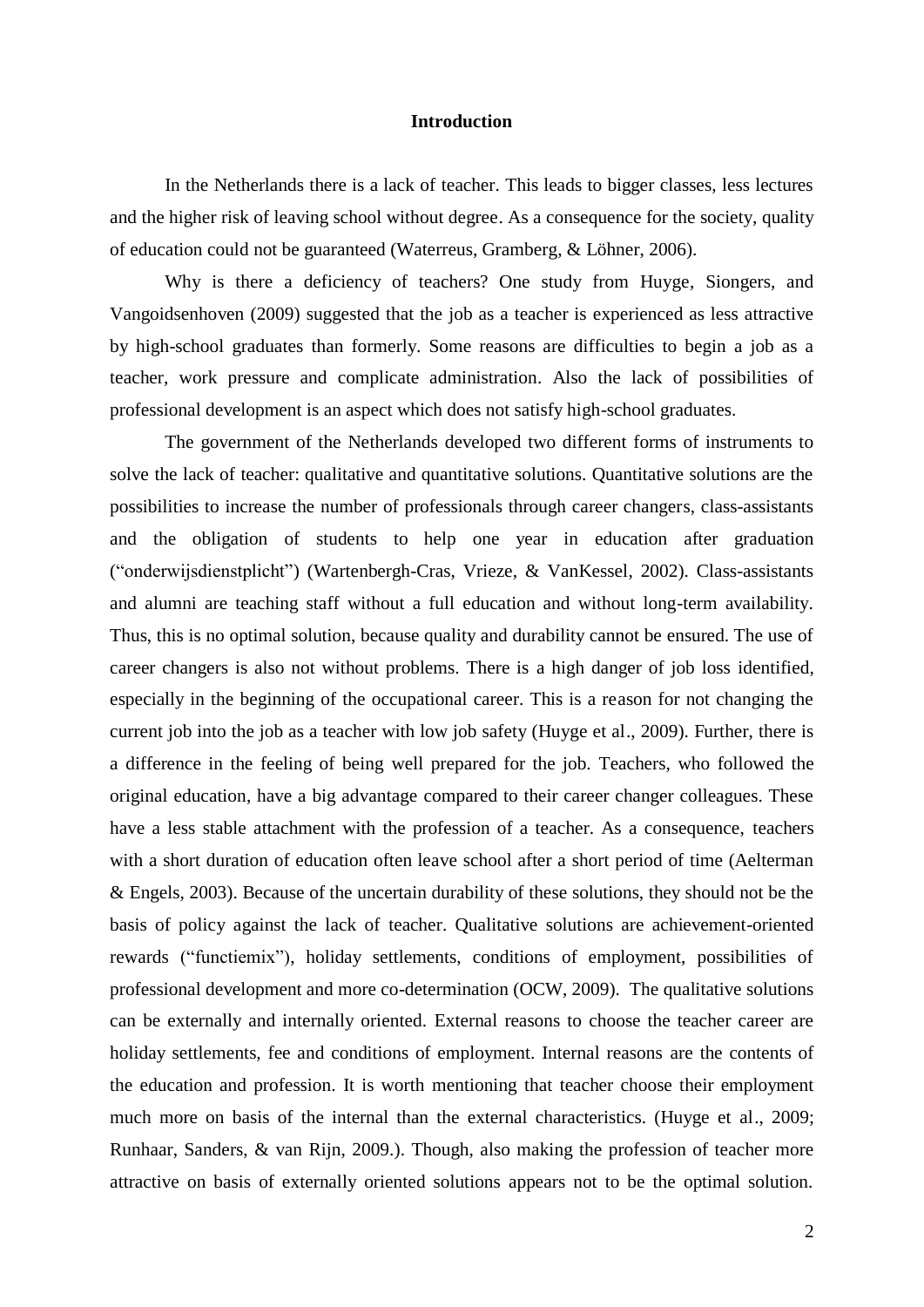# Introduction

In the Netherlands there is a lack of teacher. This leads to bigger classes, less lectures and the higher risk of leaving school without degree. As a consequence for the society, quality of education could not be guaranteed (Waterreus, Gramberg, & Löhner, 2006).

Why is there a deficiency of teachers? One study from Huyge, Siongers, and Vangoidsenhoven (2009) suggested that the job as a teacher is experienced as less attractive by high-school graduates than formerly. Some reasons are difficulties to begin a job as a teacher, work pressure and complicate administration. Also the lack of possibilities of professional development is an aspect which does not satisfy high-school graduates.

The government of the Netherlands developed two different forms of instruments to solve the lack of teacher: qualitative and quantitative solutions. Quantitative solutions are the possibilities to increase the number of professionals through career changers, class-assistants and the obligation of students to help one year in education after graduation ("onderwijsdienstplicht") (Wartenbergh-Cras, Vrieze, & VanKessel, 2002). Class-assistants and alumni are teaching staff without a full education and without long-term availability. Thus, this is no optimal solution, because quality and durability cannot be ensured. The use of career changers is also not without problems. There is a high danger of job loss identified, especially in the beginning of the occupational career. This is a reason for not changing the current job into the job as a teacher with low job safety (Huyge et al., 2009). Further, there is a difference in the feeling of being well prepared for the job. Teachers, who followed the original education, have a big advantage compared to their career changer colleagues. These have a less stable attachment with the profession of a teacher. As a consequence, teachers with a short duration of education often leave school after a short period of time (Aelterman & Engels, 2003). Because of the uncertain durability of these solutions, they should not be the basis of policy against the lack of teacher. Qualitative solutions are achievement-oriented rewards ("functiemix"), holiday settlements, conditions of employment, possibilities of professional development and more co-determination (OCW, 2009). The qualitative solutions can be externally and internally oriented. External reasons to choose the teacher career are holiday settlements, fee and conditions of employment. Internal reasons are the contents of the education and profession. It is worth mentioning that teacher choose their employment much more on basis of the internal than the external characteristics. (Huyge et al., 2009; Runhaar, Sanders, & van Rijn, 2009.). Though, also making the profession of teacher more attractive on basis of externally oriented solutions appears not to be the optimal solution.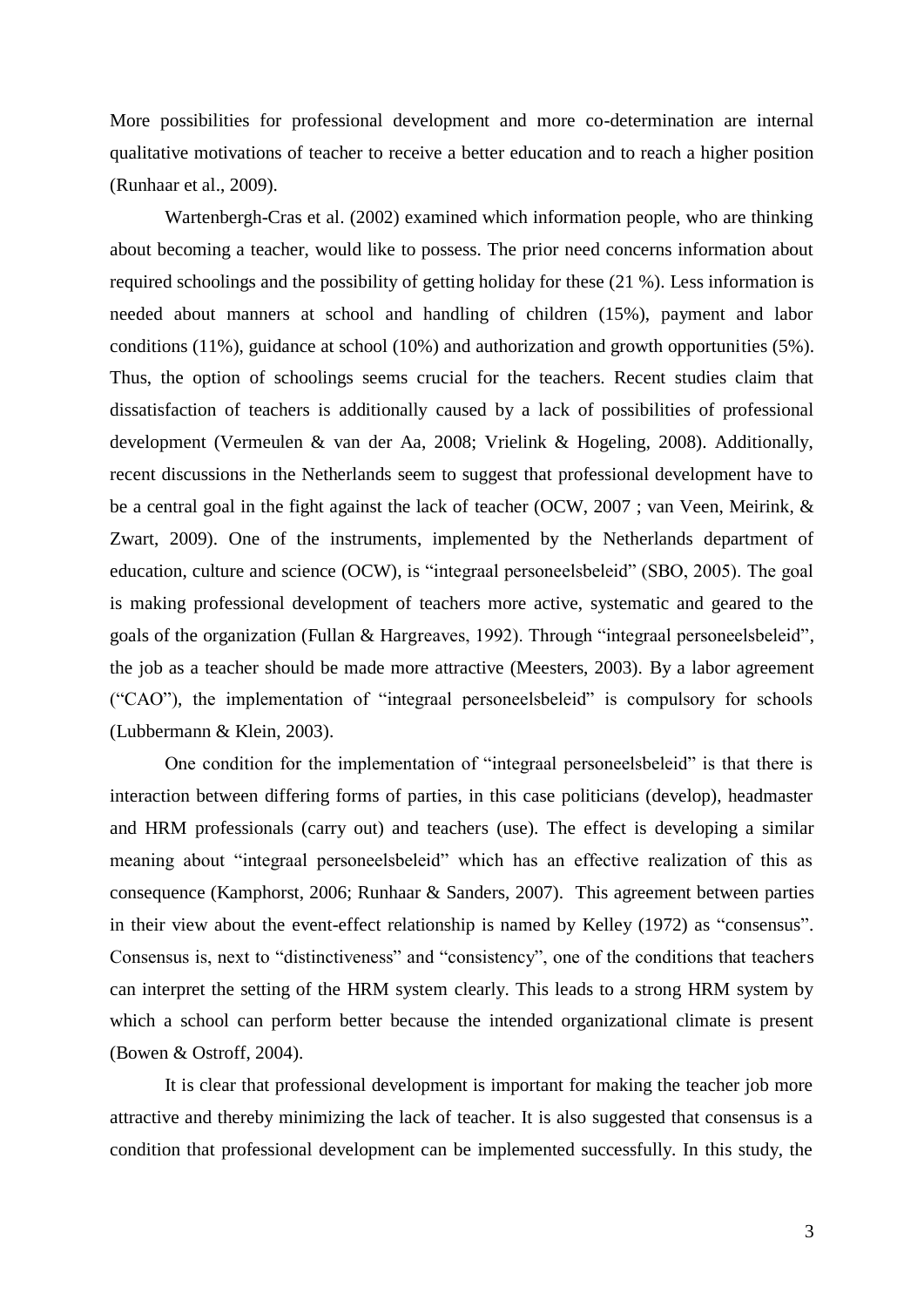More possibilities for professional development and more co-determination are internal qualitative motivations of teacher to receive a better education and to reach a higher position (Runhaar et al., 2009).

Wartenbergh-Cras et al. (2002) examined which information people, who are thinking about becoming a teacher, would like to possess. The prior need concerns information about required schoolings and the possibility of getting holiday for these (21 %). Less information is needed about manners at school and handling of children (15%), payment and labor conditions (11%), guidance at school (10%) and authorization and growth opportunities (5%). Thus, the option of schoolings seems crucial for the teachers. Recent studies claim that dissatisfaction of teachers is additionally caused by a lack of possibilities of professional development (Vermeulen & van der Aa, 2008; Vrielink & Hogeling, 2008). Additionally, recent discussions in the Netherlands seem to suggest that professional development have to be a central goal in the fight against the lack of teacher (OCW, 2007 ; van Veen, Meirink, & Zwart, 2009). One of the instruments, implemented by the Netherlands department of education, culture and science (OCW), is "integraal personeelsbeleid" (SBO, 2005). The goal is making professional development of teachers more active, systematic and geared to the goals of the organization (Fullan & Hargreaves, 1992). Through "integraal personeelsbeleid", the job as a teacher should be made more attractive (Meesters, 2003). By a labor agreement ("CAO"), the implementation of "integraal personeelsbeleid" is compulsory for schools (Lubbermann & Klein, 2003).

One condition for the implementation of "integraal personeelsbeleid" is that there is interaction between differing forms of parties, in this case politicians (develop), headmaster and HRM professionals (carry out) and teachers (use). The effect is developing a similar meaning about "integraal personeelsbeleid" which has an effective realization of this as consequence (Kamphorst, 2006; Runhaar & Sanders, 2007). This agreement between parties in their view about the event-effect relationship is named by Kelley (1972) as "consensus". Consensus is, next to "distinctiveness" and "consistency", one of the conditions that teachers can interpret the setting of the HRM system clearly. This leads to a strong HRM system by which a school can perform better because the intended organizational climate is present (Bowen & Ostroff, 2004).

It is clear that professional development is important for making the teacher job more attractive and thereby minimizing the lack of teacher. It is also suggested that consensus is a condition that professional development can be implemented successfully. In this study, the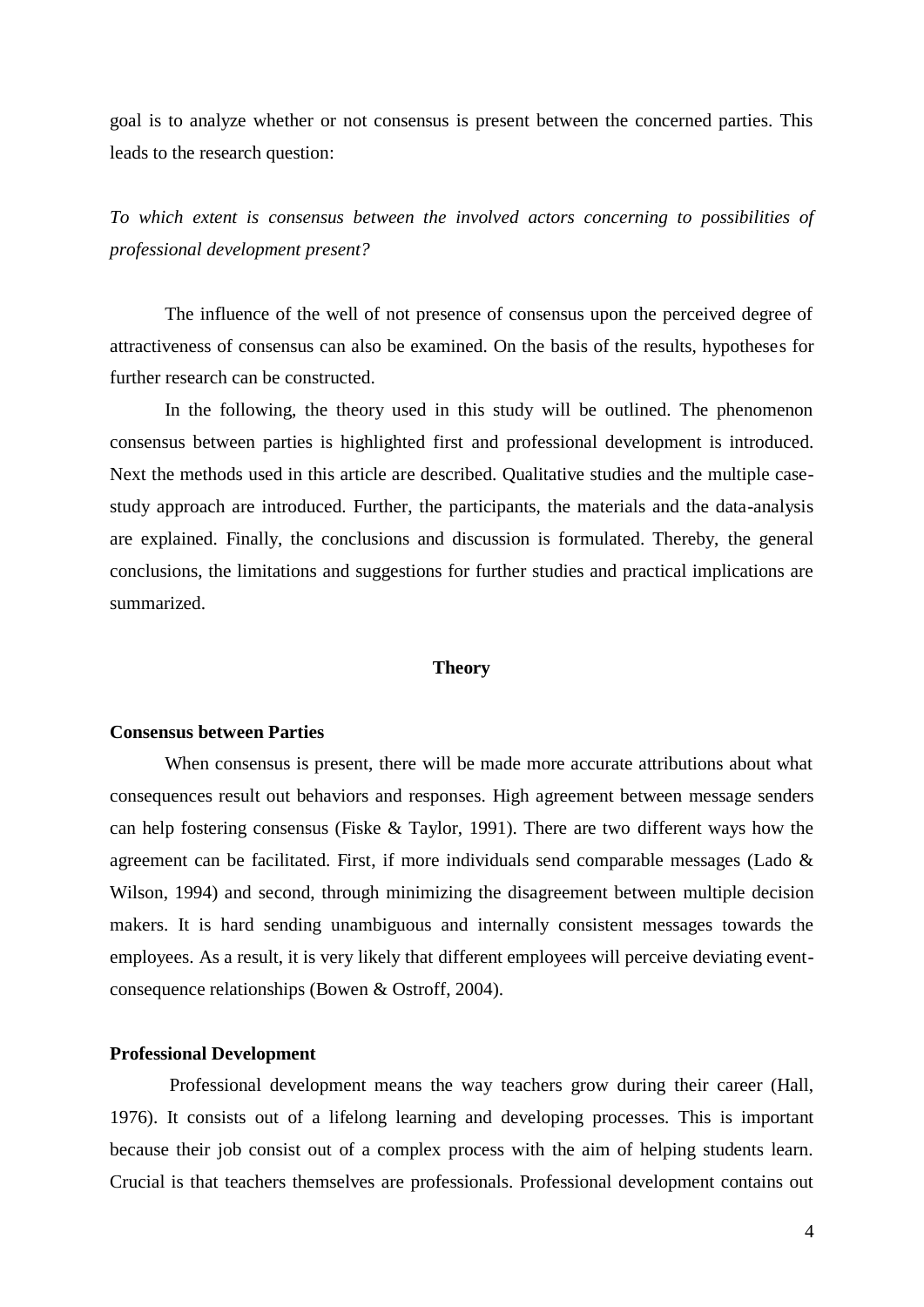goal is to analyze whether or not consensus is present between the concerned parties. This leads to the research question:

*To which extent is consensus between the involved actors concerning to possibilities of professional development present?*

The influence of the well of not presence of consensus upon the perceived degree of attractiveness of consensus can also be examined. On the basis of the results, hypotheses for further research can be constructed.

In the following, the theory used in this study will be outlined. The phenomenon consensus between parties is highlighted first and professional development is introduced. Next the methods used in this article are described. Qualitative studies and the multiple case-study approach are introduced. Further, the participants, the materials and the data-analysis are explained. Finally, the conclusions and discussion is formulated. Thereby, the general conclusions, the limitations and suggestions for further studies and practical implications are summarized.

## Theory

### Consensus between Parties

When consensus is present, there will be made more accurate attributions about what consequences result out behaviors and responses. High agreement between message senders can help fostering consensus (Fiske & Taylor, 1991). There are two different ways how the agreement can be facilitated. First, if more individuals send comparable messages (Lado & Wilson, 1994) and second, through minimizing the disagreement between multiple decision makers. It is hard sending unambiguous and internally consistent messages towards the employees. As a result, it is very likely that different employees will perceive deviating event-consequence relationships (Bowen & Ostroff, 2004).

### Professional Development

Professional development means the way teachers grow during their career (Hall, 1976). It consists out of a lifelong learning and developing processes. This is important because their job consist out of a complex process with the aim of helping students learn. Crucial is that teachers themselves are professionals. Professional development contains out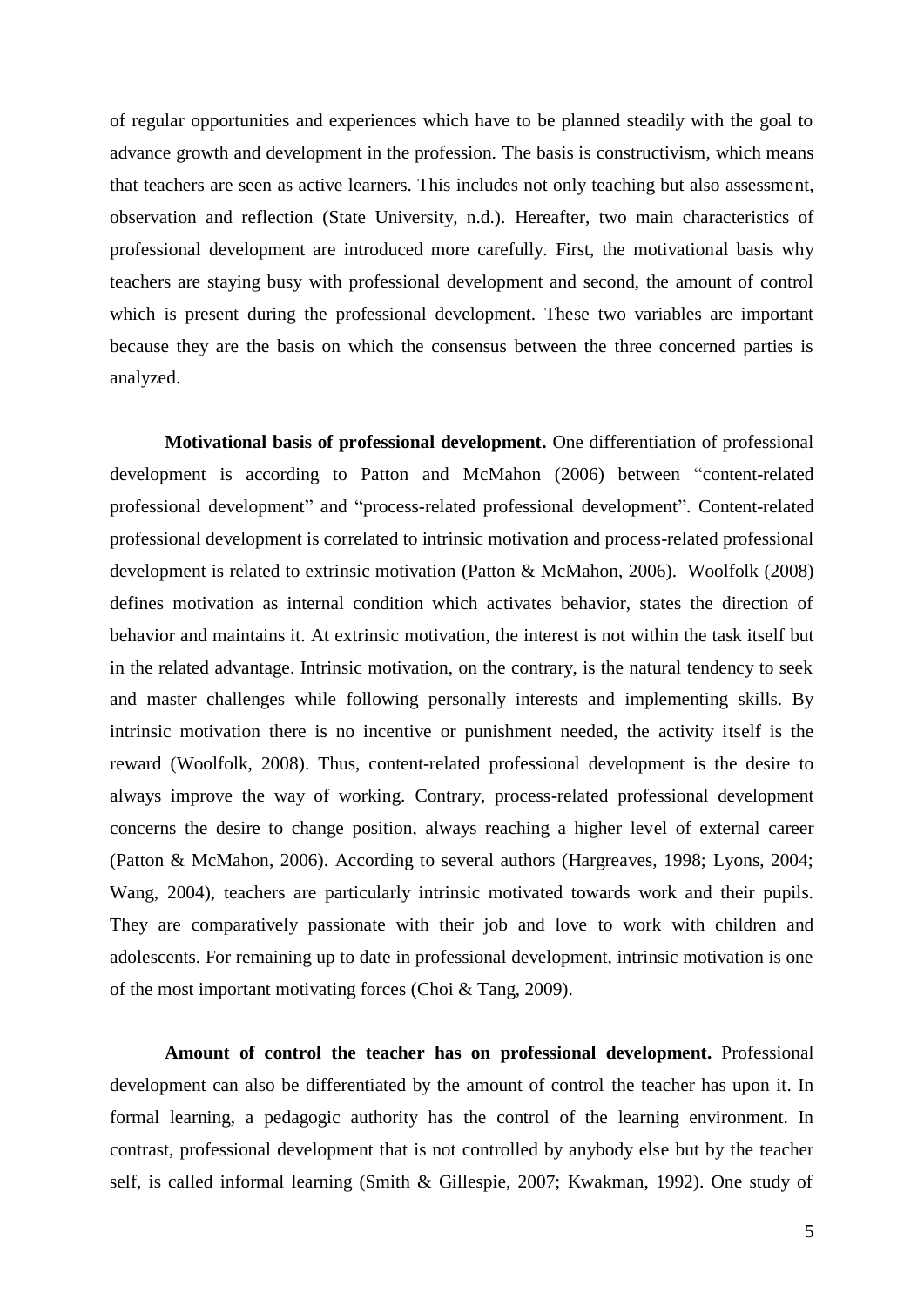of regular opportunities and experiences which have to be planned steadily with the goal to advance growth and development in the profession. The basis is constructivism, which means that teachers are seen as active learners. This includes not only teaching but also assessment, observation and reflection (State University, n.d.). Hereafter, two main characteristics of professional development are introduced more carefully. First, the motivational basis why teachers are staying busy with professional development and second, the amount of control which is present during the professional development. These two variables are important because they are the basis on which the consensus between the three concerned parties is analyzed.

**Motivational basis of professional development.** One differentiation of professional development is according to Patton and McMahon (2006) between "content-related professional development" and "process-related professional development". Content-related professional development is correlated to intrinsic motivation and process-related professional development is related to extrinsic motivation (Patton & McMahon, 2006). Woolfolk (2008) defines motivation as internal condition which activates behavior, states the direction of behavior and maintains it. At extrinsic motivation, the interest is not within the task itself but in the related advantage. Intrinsic motivation, on the contrary, is the natural tendency to seek and master challenges while following personally interests and implementing skills. By intrinsic motivation there is no incentive or punishment needed, the activity itself is the reward (Woolfolk, 2008). Thus, content-related professional development is the desire to always improve the way of working. Contrary, process-related professional development concerns the desire to change position, always reaching a higher level of external career (Patton & McMahon, 2006). According to several authors (Hargreaves, 1998; Lyons, 2004; Wang, 2004), teachers are particularly intrinsic motivated towards work and their pupils. They are comparatively passionate with their job and love to work with children and adolescents. For remaining up to date in professional development, intrinsic motivation is one of the most important motivating forces (Choi & Tang, 2009).

**Amount of control the teacher has on professional development.** Professional development can also be differentiated by the amount of control the teacher has upon it. In formal learning, a pedagogic authority has the control of the learning environment. In contrast, professional development that is not controlled by anybody else but by the teacher self, is called informal learning (Smith & Gillespie, 2007; Kwakman, 1992). One study of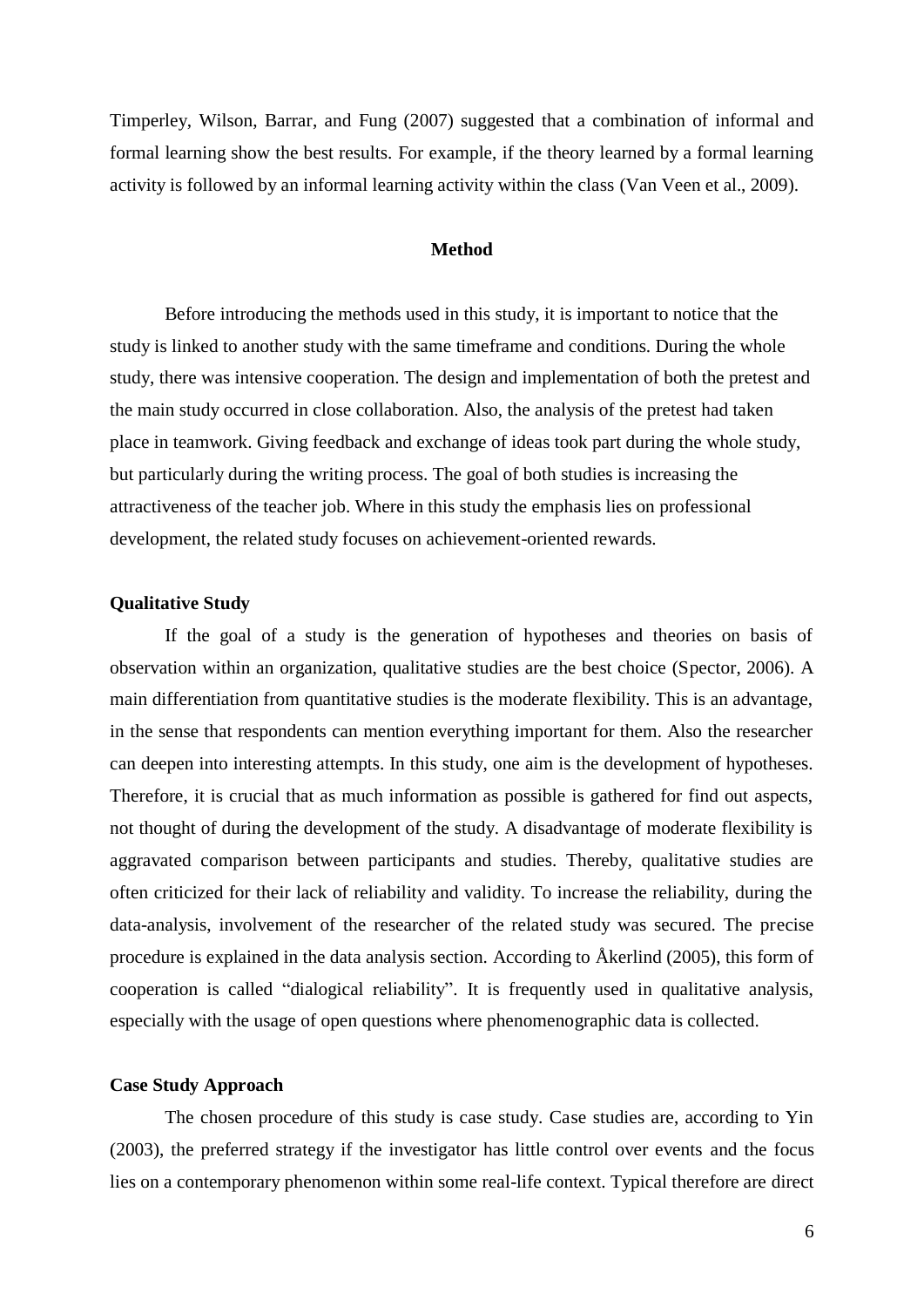Timperley, Wilson, Barrar, and Fung (2007) suggested that a combination of informal and formal learning show the best results. For example, if the theory learned by a formal learning activity is followed by an informal learning activity within the class (Van Veen et al., 2009).

## Method

Before introducing the methods used in this study, it is important to notice that the study is linked to another study with the same timeframe and conditions. During the whole study, there was intensive cooperation. The design and implementation of both the pretest and the main study occurred in close collaboration. Also, the analysis of the pretest had taken place in teamwork. Giving feedback and exchange of ideas took part during the whole study, but particularly during the writing process. The goal of both studies is increasing the attractiveness of the teacher job. Where in this study the emphasis lies on professional development, the related study focuses on achievement-oriented rewards.

### Qualitative Study

If the goal of a study is the generation of hypotheses and theories on basis of observation within an organization, qualitative studies are the best choice (Spector, 2006). A main differentiation from quantitative studies is the moderate flexibility. This is an advantage, in the sense that respondents can mention everything important for them. Also the researcher can deepen into interesting attempts. In this study, one aim is the development of hypotheses. Therefore, it is crucial that as much information as possible is gathered for find out aspects, not thought of during the development of the study. A disadvantage of moderate flexibility is aggravated comparison between participants and studies. Thereby, qualitative studies are often criticized for their lack of reliability and validity. To increase the reliability, during the data-analysis, involvement of the researcher of the related study was secured. The precise procedure is explained in the data analysis section. According to Åkerlind (2005), this form of cooperation is called "dialogical reliability". It is frequently used in qualitative analysis, especially with the usage of open questions where phenomenographic data is collected.

### Case Study Approach

The chosen procedure of this study is case study. Case studies are, according to Yin (2003), the preferred strategy if the investigator has little control over events and the focus lies on a contemporary phenomenon within some real-life context. Typical therefore are direct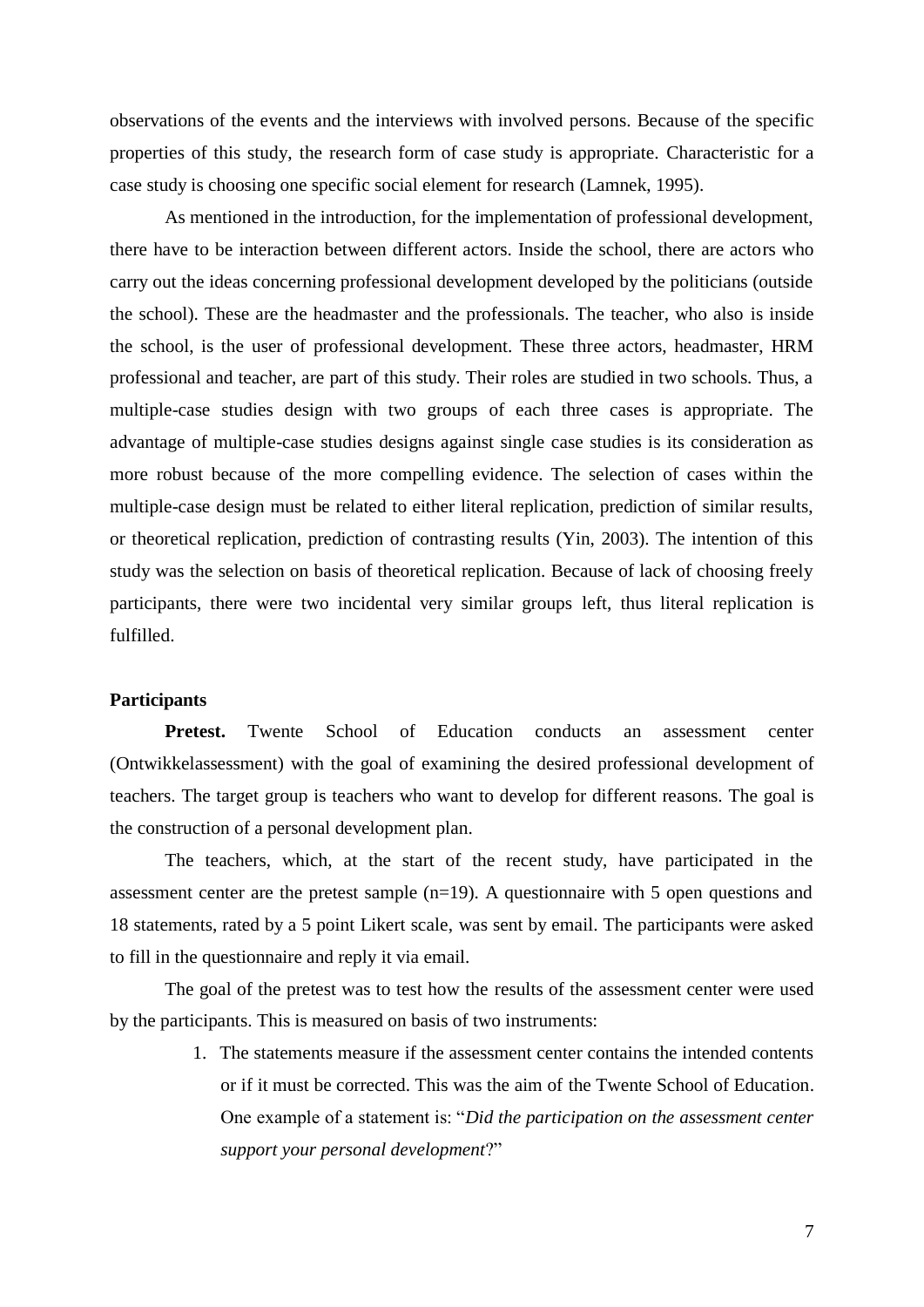observations of the events and the interviews with involved persons. Because of the specific properties of this study, the research form of case study is appropriate. Characteristic for a case study is choosing one specific social element for research (Lamnek, 1995).

As mentioned in the introduction, for the implementation of professional development, there have to be interaction between different actors. Inside the school, there are actors who carry out the ideas concerning professional development developed by the politicians (outside the school). These are the headmaster and the professionals. The teacher, who also is inside the school, is the user of professional development. These three actors, headmaster, HRM professional and teacher, are part of this study. Their roles are studied in two schools. Thus, a multiple-case studies design with two groups of each three cases is appropriate. The advantage of multiple-case studies designs against single case studies is its consideration as more robust because of the more compelling evidence. The selection of cases within the multiple-case design must be related to either literal replication, prediction of similar results, or theoretical replication, prediction of contrasting results (Yin, 2003). The intention of this study was the selection on basis of theoretical replication. Because of lack of choosing freely participants, there were two incidental very similar groups left, thus literal replication is fulfilled.

### Participants

**Pretest.** Twente School of Education conducts an assessment center (Ontwikkelassessment) with the goal of examining the desired professional development of teachers. The target group is teachers who want to develop for different reasons. The goal is the construction of a personal development plan.

The teachers, which, at the start of the recent study, have participated in the assessment center are the pretest sample (n=19). A questionnaire with 5 open questions and 18 statements, rated by a 5 point Likert scale, was sent by email. The participants were asked to fill in the questionnaire and reply it via email.

The goal of the pretest was to test how the results of the assessment center were used by the participants. This is measured on basis of two instruments:

1. The statements measure if the assessment center contains the intended contents or if it must be corrected. This was the aim of the Twente School of Education. One example of a statement is: "*Did the participation on the assessment center support your personal development*?"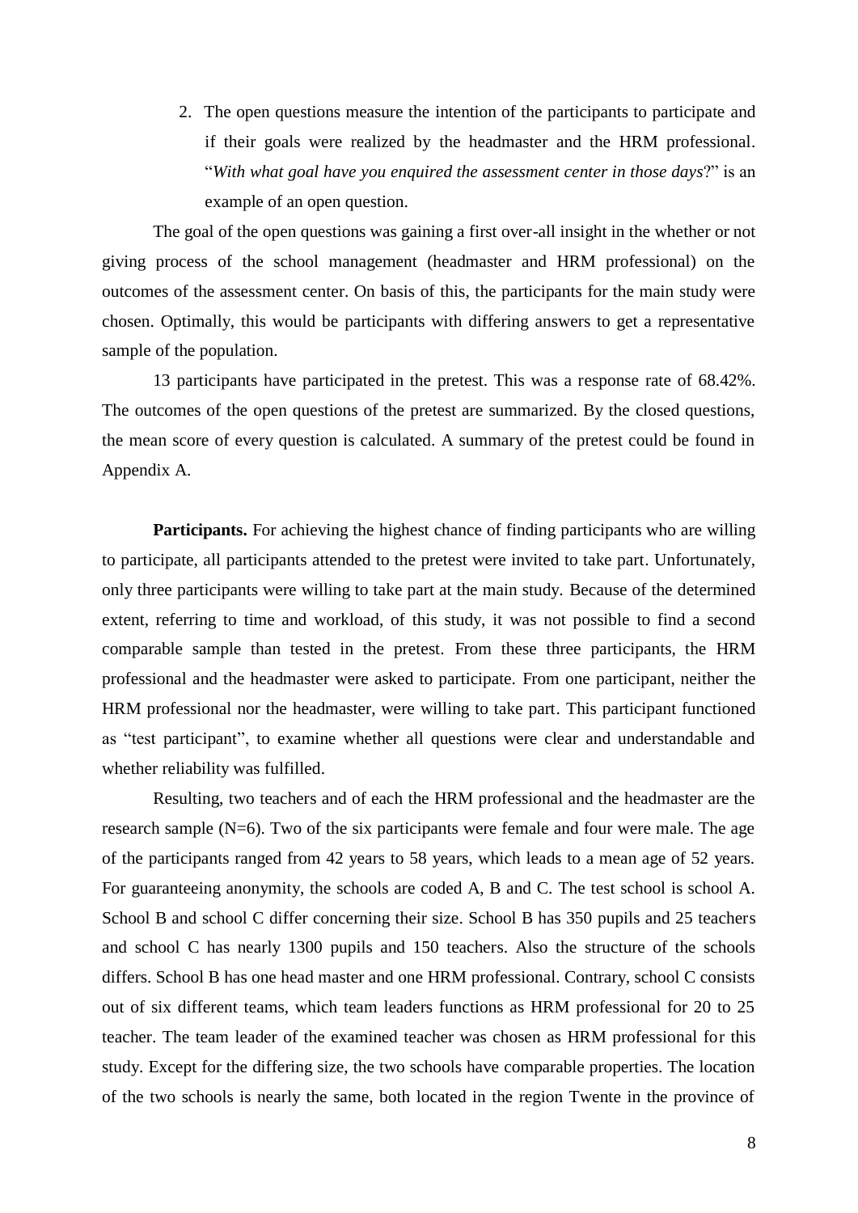2. The open questions measure the intention of the participants to participate and if their goals were realized by the headmaster and the HRM professional. "*With what goal have you enquired the assessment center in those days*?" is an example of an open question.

The goal of the open questions was gaining a first over-all insight in the whether or not giving process of the school management (headmaster and HRM professional) on the outcomes of the assessment center. On basis of this, the participants for the main study were chosen. Optimally, this would be participants with differing answers to get a representative sample of the population.

13 participants have participated in the pretest. This was a response rate of 68.42%. The outcomes of the open questions of the pretest are summarized. By the closed questions, the mean score of every question is calculated. A summary of the pretest could be found in Appendix A.

**Participants.** For achieving the highest chance of finding participants who are willing to participate, all participants attended to the pretest were invited to take part. Unfortunately, only three participants were willing to take part at the main study. Because of the determined extent, referring to time and workload, of this study, it was not possible to find a second comparable sample than tested in the pretest. From these three participants, the HRM professional and the headmaster were asked to participate. From one participant, neither the HRM professional nor the headmaster, were willing to take part. This participant functioned as "test participant", to examine whether all questions were clear and understandable and whether reliability was fulfilled.

Resulting, two teachers and of each the HRM professional and the headmaster are the research sample (N=6). Two of the six participants were female and four were male. The age of the participants ranged from 42 years to 58 years, which leads to a mean age of 52 years. For guaranteeing anonymity, the schools are coded A, B and C. The test school is school A. School B and school C differ concerning their size. School B has 350 pupils and 25 teachers and school C has nearly 1300 pupils and 150 teachers. Also the structure of the schools differs. School B has one head master and one HRM professional. Contrary, school C consists out of six different teams, which team leaders functions as HRM professional for 20 to 25 teacher. The team leader of the examined teacher was chosen as HRM professional for this study. Except for the differing size, the two schools have comparable properties. The location of the two schools is nearly the same, both located in the region Twente in the province of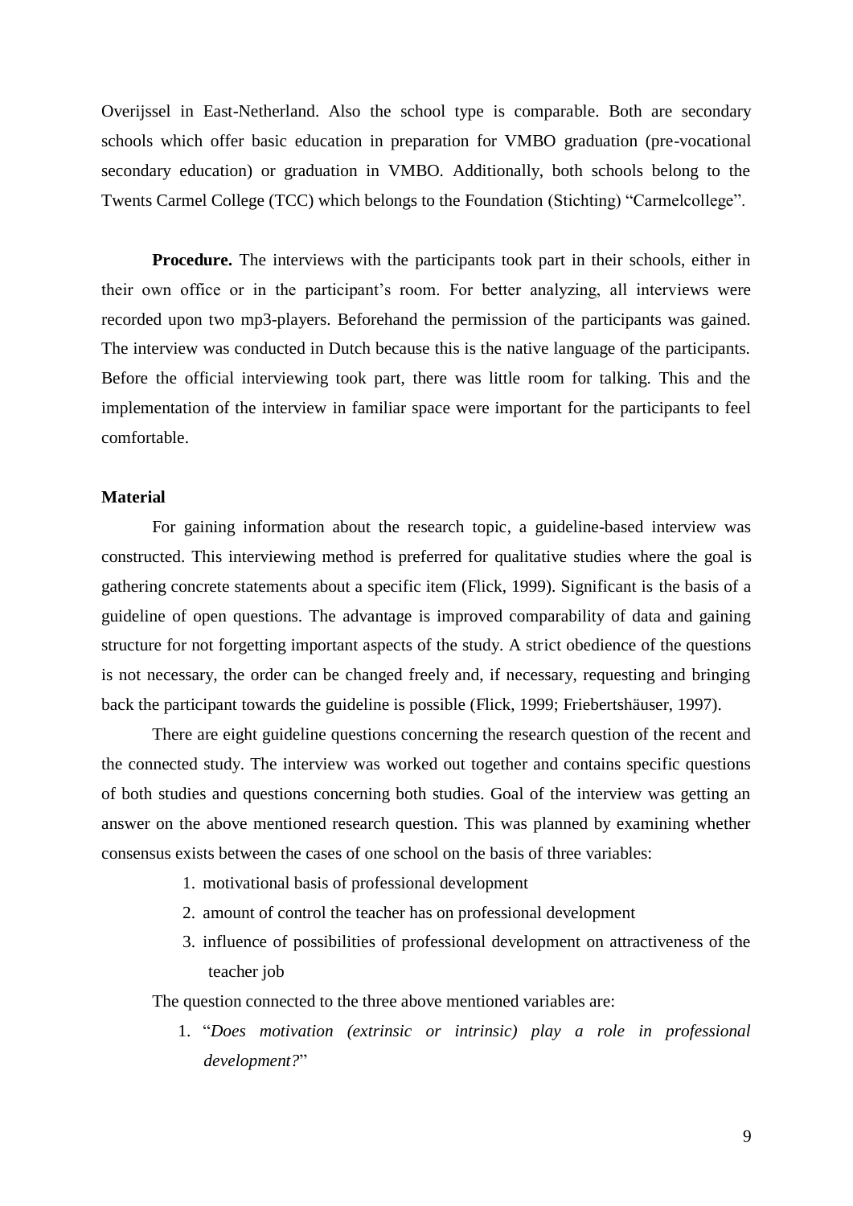Overijssel in East-Netherland. Also the school type is comparable. Both are secondary schools which offer basic education in preparation for VMBO graduation (pre-vocational secondary education) or graduation in VMBO. Additionally, both schools belong to the Twents Carmel College (TCC) which belongs to the Foundation (Stichting) "Carmelcollege".

**Procedure.** The interviews with the participants took part in their schools, either in their own office or in the participant's room. For better analyzing, all interviews were recorded upon two mp3-players. Beforehand the permission of the participants was gained. The interview was conducted in Dutch because this is the native language of the participants. Before the official interviewing took part, there was little room for talking. This and the implementation of the interview in familiar space were important for the participants to feel comfortable.

### Material

For gaining information about the research topic, a guideline-based interview was constructed. This interviewing method is preferred for qualitative studies where the goal is gathering concrete statements about a specific item (Flick, 1999). Significant is the basis of a guideline of open questions. The advantage is improved comparability of data and gaining structure for not forgetting important aspects of the study. A strict obedience of the questions is not necessary, the order can be changed freely and, if necessary, requesting and bringing back the participant towards the guideline is possible (Flick, 1999; Friebertshäuser, 1997).

There are eight guideline questions concerning the research question of the recent and the connected study. The interview was worked out together and contains specific questions of both studies and questions concerning both studies. Goal of the interview was getting an answer on the above mentioned research question. This was planned by examining whether consensus exists between the cases of one school on the basis of three variables:

1. motivational basis of professional development
2. amount of control the teacher has on professional development
3. influence of possibilities of professional development on attractiveness of the teacher job

The question connected to the three above mentioned variables are:

1. "*Does motivation (extrinsic or intrinsic) play a role in professional development?*"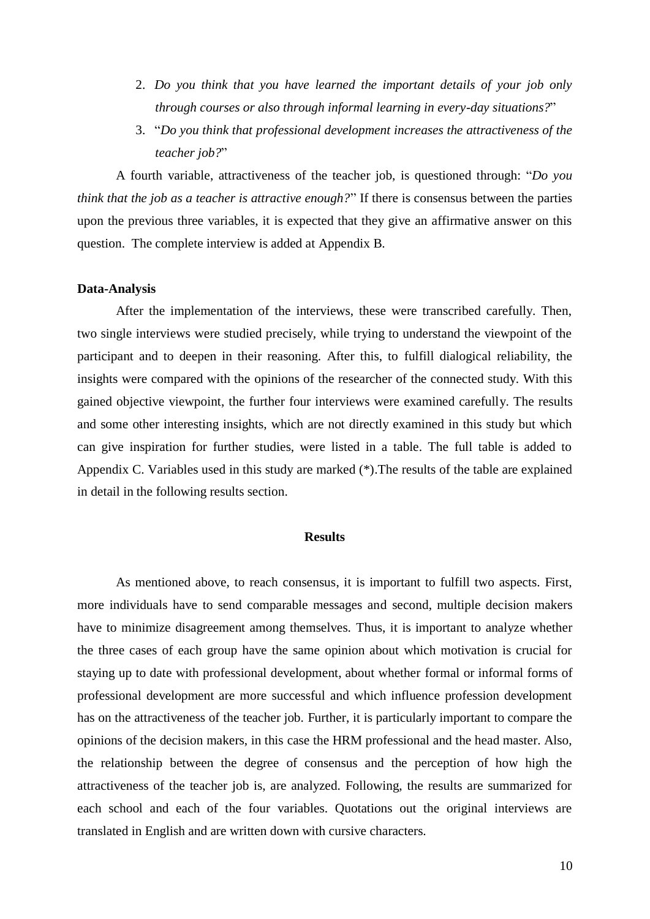2. *Do you think that you have learned the important details of your job only through courses or also through informal learning in every-day situations?*"
3. "*Do you think that professional development increases the attractiveness of the teacher job?*"

A fourth variable, attractiveness of the teacher job, is questioned through: "*Do you think that the job as a teacher is attractive enough?*" If there is consensus between the parties upon the previous three variables, it is expected that they give an affirmative answer on this question. The complete interview is added at Appendix B.

**Data-Analysis**

After the implementation of the interviews, these were transcribed carefully. Then, two single interviews were studied precisely, while trying to understand the viewpoint of the participant and to deepen in their reasoning. After this, to fulfill dialogical reliability, the insights were compared with the opinions of the researcher of the connected study. With this gained objective viewpoint, the further four interviews were examined carefully. The results and some other interesting insights, which are not directly examined in this study but which can give inspiration for further studies, were listed in a table. The full table is added to Appendix C. Variables used in this study are marked (*).The results of the table are explained in detail in the following results section.

## Results

As mentioned above, to reach consensus, it is important to fulfill two aspects. First, more individuals have to send comparable messages and second, multiple decision makers have to minimize disagreement among themselves. Thus, it is important to analyze whether the three cases of each group have the same opinion about which motivation is crucial for staying up to date with professional development, about whether formal or informal forms of professional development are more successful and which influence profession development has on the attractiveness of the teacher job. Further, it is particularly important to compare the opinions of the decision makers, in this case the HRM professional and the head master. Also, the relationship between the degree of consensus and the perception of how high the attractiveness of the teacher job is, are analyzed. Following, the results are summarized for each school and each of the four variables. Quotations out the original interviews are translated in English and are written down with cursive characters.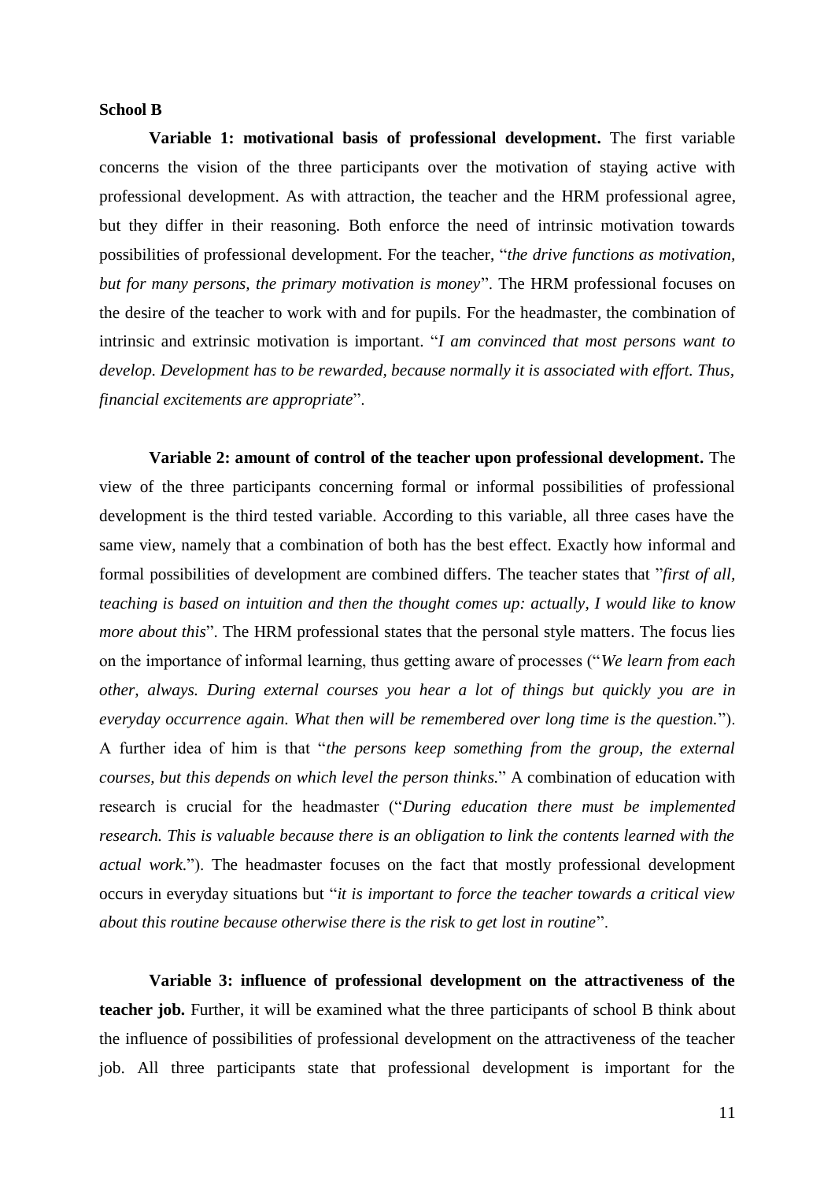**School B**

**Variable 1: motivational basis of professional development.** The first variable concerns the vision of the three participants over the motivation of staying active with professional development. As with attraction, the teacher and the HRM professional agree, but they differ in their reasoning. Both enforce the need of intrinsic motivation towards possibilities of professional development. For the teacher, "*the drive functions as motivation, but for many persons, the primary motivation is money*". The HRM professional focuses on the desire of the teacher to work with and for pupils. For the headmaster, the combination of intrinsic and extrinsic motivation is important. "*I am convinced that most persons want to develop. Development has to be rewarded, because normally it is associated with effort. Thus, financial excitements are appropriate*".

**Variable 2: amount of control of the teacher upon professional development.** The view of the three participants concerning formal or informal possibilities of professional development is the third tested variable. According to this variable, all three cases have the same view, namely that a combination of both has the best effect. Exactly how informal and formal possibilities of development are combined differs. The teacher states that "*first of all, teaching is based on intuition and then the thought comes up: actually, I would like to know more about this*". The HRM professional states that the personal style matters. The focus lies on the importance of informal learning, thus getting aware of processes ("*We learn from each other, always. During external courses you hear a lot of things but quickly you are in everyday occurrence again. What then will be remembered over long time is the question.*"). A further idea of him is that "*the persons keep something from the group, the external courses, but this depends on which level the person thinks.*" A combination of education with research is crucial for the headmaster ("*During education there must be implemented research. This is valuable because there is an obligation to link the contents learned with the actual work.*"). The headmaster focuses on the fact that mostly professional development occurs in everyday situations but "*it is important to force the teacher towards a critical view about this routine because otherwise there is the risk to get lost in routine*".

**Variable 3: influence of professional development on the attractiveness of the teacher job.** Further, it will be examined what the three participants of school B think about the influence of possibilities of professional development on the attractiveness of the teacher job. All three participants state that professional development is important for the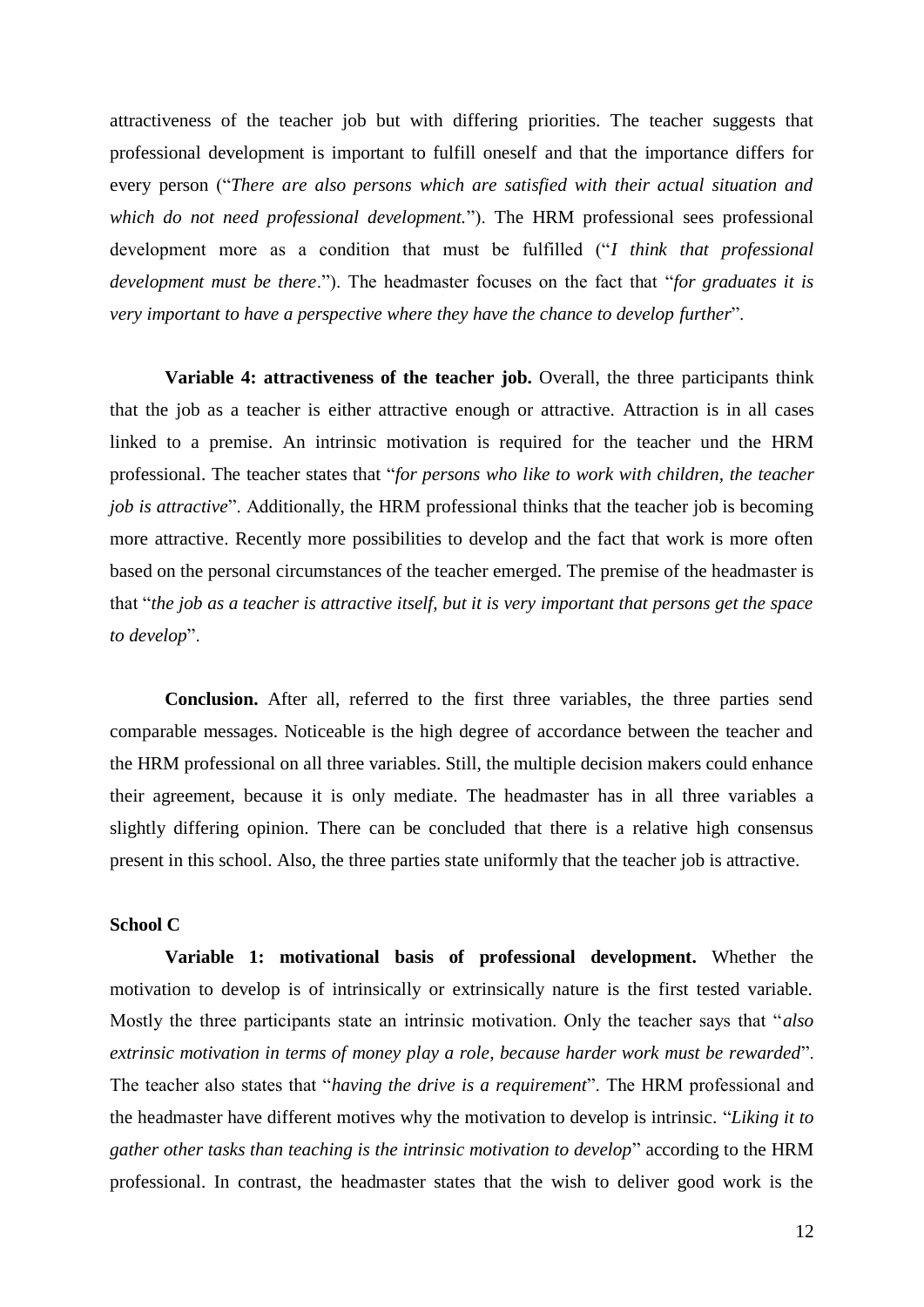attractiveness of the teacher job but with differing priorities. The teacher suggests that professional development is important to fulfill oneself and that the importance differs for every person ("*There are also persons which are satisfied with their actual situation and which do not need professional development.*"). The HRM professional sees professional development more as a condition that must be fulfilled ("*I think that professional development must be there*."). The headmaster focuses on the fact that "*for graduates it is very important to have a perspective where they have the chance to develop further*".

**Variable 4: attractiveness of the teacher job.** Overall, the three participants think that the job as a teacher is either attractive enough or attractive. Attraction is in all cases linked to a premise. An intrinsic motivation is required for the teacher und the HRM professional. The teacher states that "*for persons who like to work with children, the teacher job is attractive*". Additionally, the HRM professional thinks that the teacher job is becoming more attractive. Recently more possibilities to develop and the fact that work is more often based on the personal circumstances of the teacher emerged. The premise of the headmaster is that "*the job as a teacher is attractive itself, but it is very important that persons get the space to develop*".

**Conclusion.** After all, referred to the first three variables, the three parties send comparable messages. Noticeable is the high degree of accordance between the teacher and the HRM professional on all three variables. Still, the multiple decision makers could enhance their agreement, because it is only mediate. The headmaster has in all three variables a slightly differing opinion. There can be concluded that there is a relative high consensus present in this school. Also, the three parties state uniformly that the teacher job is attractive.

**School C**

**Variable 1: motivational basis of professional development.** Whether the motivation to develop is of intrinsically or extrinsically nature is the first tested variable. Mostly the three participants state an intrinsic motivation. Only the teacher says that "*also extrinsic motivation in terms of money play a role, because harder work must be rewarded*". The teacher also states that "*having the drive is a requirement*". The HRM professional and the headmaster have different motives why the motivation to develop is intrinsic. "*Liking it to gather other tasks than teaching is the intrinsic motivation to develop*" according to the HRM professional. In contrast, the headmaster states that the wish to deliver good work is the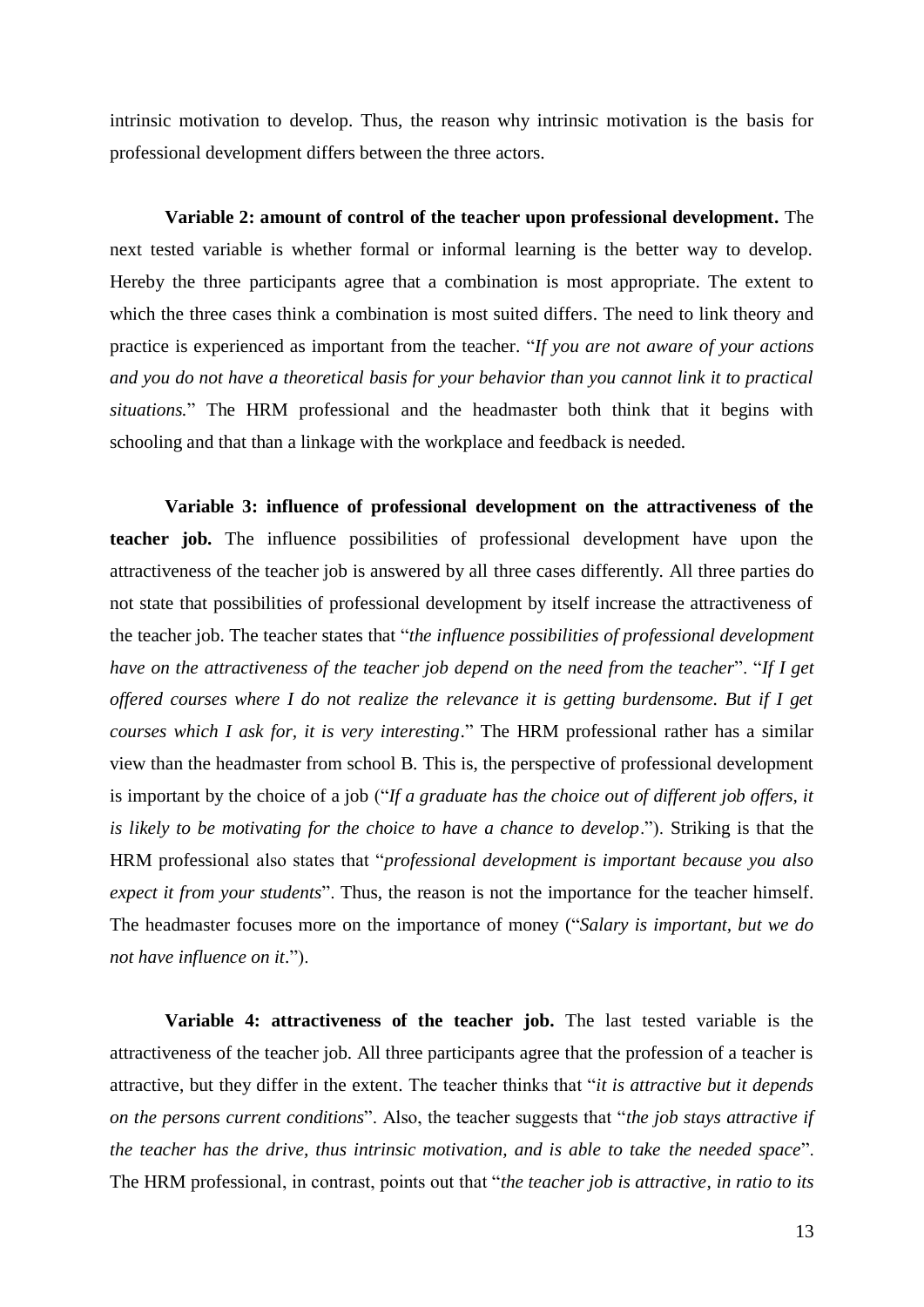intrinsic motivation to develop. Thus, the reason why intrinsic motivation is the basis for professional development differs between the three actors.

**Variable 2: amount of control of the teacher upon professional development.** The next tested variable is whether formal or informal learning is the better way to develop. Hereby the three participants agree that a combination is most appropriate. The extent to which the three cases think a combination is most suited differs. The need to link theory and practice is experienced as important from the teacher. "*If you are not aware of your actions and you do not have a theoretical basis for your behavior than you cannot link it to practical situations.*" The HRM professional and the headmaster both think that it begins with schooling and that than a linkage with the workplace and feedback is needed.

**Variable 3: influence of professional development on the attractiveness of the teacher job.** The influence possibilities of professional development have upon the attractiveness of the teacher job is answered by all three cases differently. All three parties do not state that possibilities of professional development by itself increase the attractiveness of the teacher job. The teacher states that "*the influence possibilities of professional development have on the attractiveness of the teacher job depend on the need from the teacher*". "*If I get offered courses where I do not realize the relevance it is getting burdensome. But if I get courses which I ask for, it is very interesting*." The HRM professional rather has a similar view than the headmaster from school B. This is, the perspective of professional development is important by the choice of a job ("*If a graduate has the choice out of different job offers, it is likely to be motivating for the choice to have a chance to develop*."). Striking is that the HRM professional also states that "*professional development is important because you also expect it from your students*". Thus, the reason is not the importance for the teacher himself. The headmaster focuses more on the importance of money ("*Salary is important, but we do not have influence on it*.").

**Variable 4: attractiveness of the teacher job.** The last tested variable is the attractiveness of the teacher job. All three participants agree that the profession of a teacher is attractive, but they differ in the extent. The teacher thinks that "*it is attractive but it depends on the persons current conditions*". Also, the teacher suggests that "*the job stays attractive if the teacher has the drive, thus intrinsic motivation, and is able to take the needed space*". The HRM professional, in contrast, points out that "*the teacher job is attractive, in ratio to its*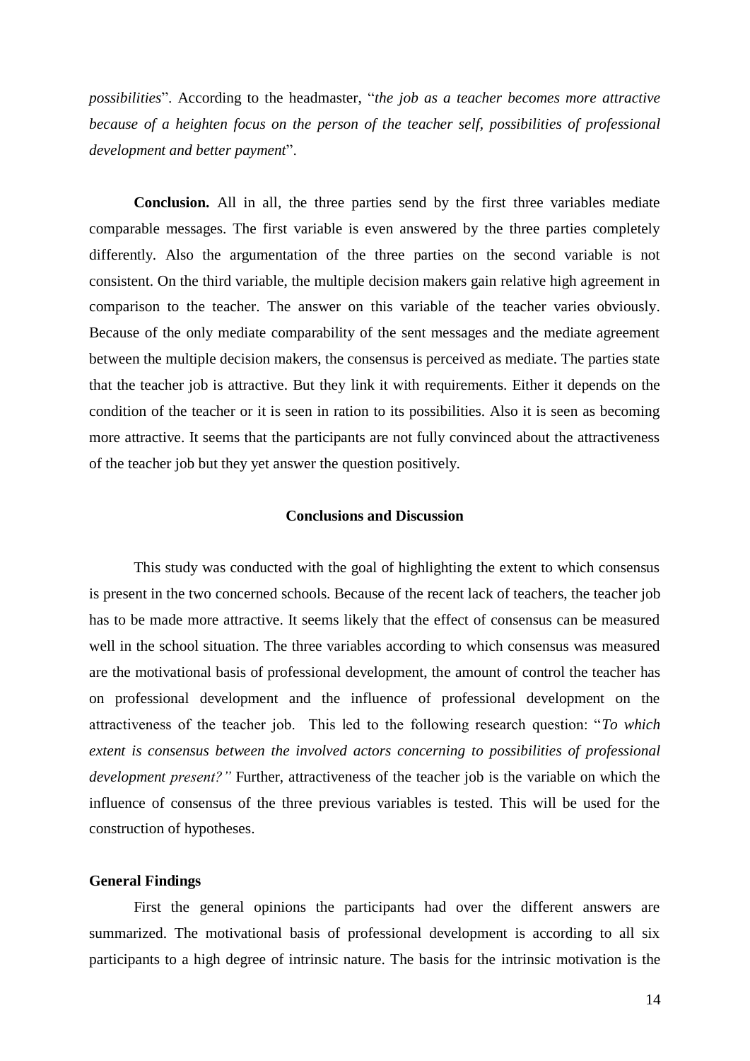*possibilities*". According to the headmaster, "*the job as a teacher becomes more attractive because of a heighten focus on the person of the teacher self, possibilities of professional development and better payment*".

**Conclusion.** All in all, the three parties send by the first three variables mediate comparable messages. The first variable is even answered by the three parties completely differently. Also the argumentation of the three parties on the second variable is not consistent. On the third variable, the multiple decision makers gain relative high agreement in comparison to the teacher. The answer on this variable of the teacher varies obviously. Because of the only mediate comparability of the sent messages and the mediate agreement between the multiple decision makers, the consensus is perceived as mediate. The parties state that the teacher job is attractive. But they link it with requirements. Either it depends on the condition of the teacher or it is seen in ration to its possibilities. Also it is seen as becoming more attractive. It seems that the participants are not fully convinced about the attractiveness of the teacher job but they yet answer the question positively.

## Conclusions and Discussion

This study was conducted with the goal of highlighting the extent to which consensus is present in the two concerned schools. Because of the recent lack of teachers, the teacher job has to be made more attractive. It seems likely that the effect of consensus can be measured well in the school situation. The three variables according to which consensus was measured are the motivational basis of professional development, the amount of control the teacher has on professional development and the influence of professional development on the attractiveness of the teacher job. This led to the following research question: "*To which extent is consensus between the involved actors concerning to possibilities of professional development present?"* Further, attractiveness of the teacher job is the variable on which the influence of consensus of the three previous variables is tested. This will be used for the construction of hypotheses.

### General Findings

First the general opinions the participants had over the different answers are summarized. The motivational basis of professional development is according to all six participants to a high degree of intrinsic nature. The basis for the intrinsic motivation is the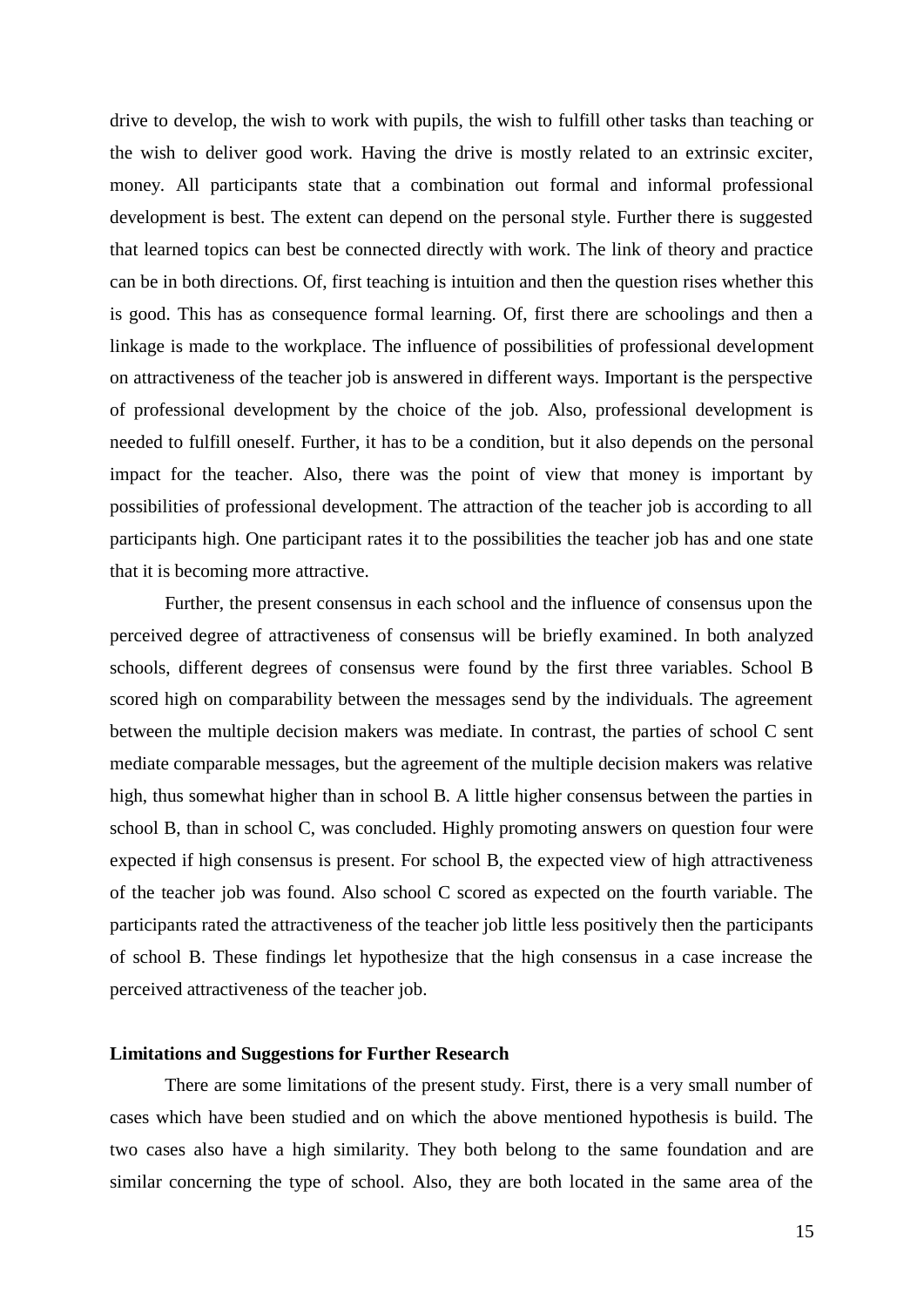drive to develop, the wish to work with pupils, the wish to fulfill other tasks than teaching or the wish to deliver good work. Having the drive is mostly related to an extrinsic exciter, money. All participants state that a combination out formal and informal professional development is best. The extent can depend on the personal style. Further there is suggested that learned topics can best be connected directly with work. The link of theory and practice can be in both directions. Of, first teaching is intuition and then the question rises whether this is good. This has as consequence formal learning. Of, first there are schoolings and then a linkage is made to the workplace. The influence of possibilities of professional development on attractiveness of the teacher job is answered in different ways. Important is the perspective of professional development by the choice of the job. Also, professional development is needed to fulfill oneself. Further, it has to be a condition, but it also depends on the personal impact for the teacher. Also, there was the point of view that money is important by possibilities of professional development. The attraction of the teacher job is according to all participants high. One participant rates it to the possibilities the teacher job has and one state that it is becoming more attractive.

Further, the present consensus in each school and the influence of consensus upon the perceived degree of attractiveness of consensus will be briefly examined. In both analyzed schools, different degrees of consensus were found by the first three variables. School B scored high on comparability between the messages send by the individuals. The agreement between the multiple decision makers was mediate. In contrast, the parties of school C sent mediate comparable messages, but the agreement of the multiple decision makers was relative high, thus somewhat higher than in school B. A little higher consensus between the parties in school B, than in school C, was concluded. Highly promoting answers on question four were expected if high consensus is present. For school B, the expected view of high attractiveness of the teacher job was found. Also school C scored as expected on the fourth variable. The participants rated the attractiveness of the teacher job little less positively then the participants of school B. These findings let hypothesize that the high consensus in a case increase the perceived attractiveness of the teacher job.

**Limitations and Suggestions for Further Research**

There are some limitations of the present study. First, there is a very small number of cases which have been studied and on which the above mentioned hypothesis is build. The two cases also have a high similarity. They both belong to the same foundation and are similar concerning the type of school. Also, they are both located in the same area of the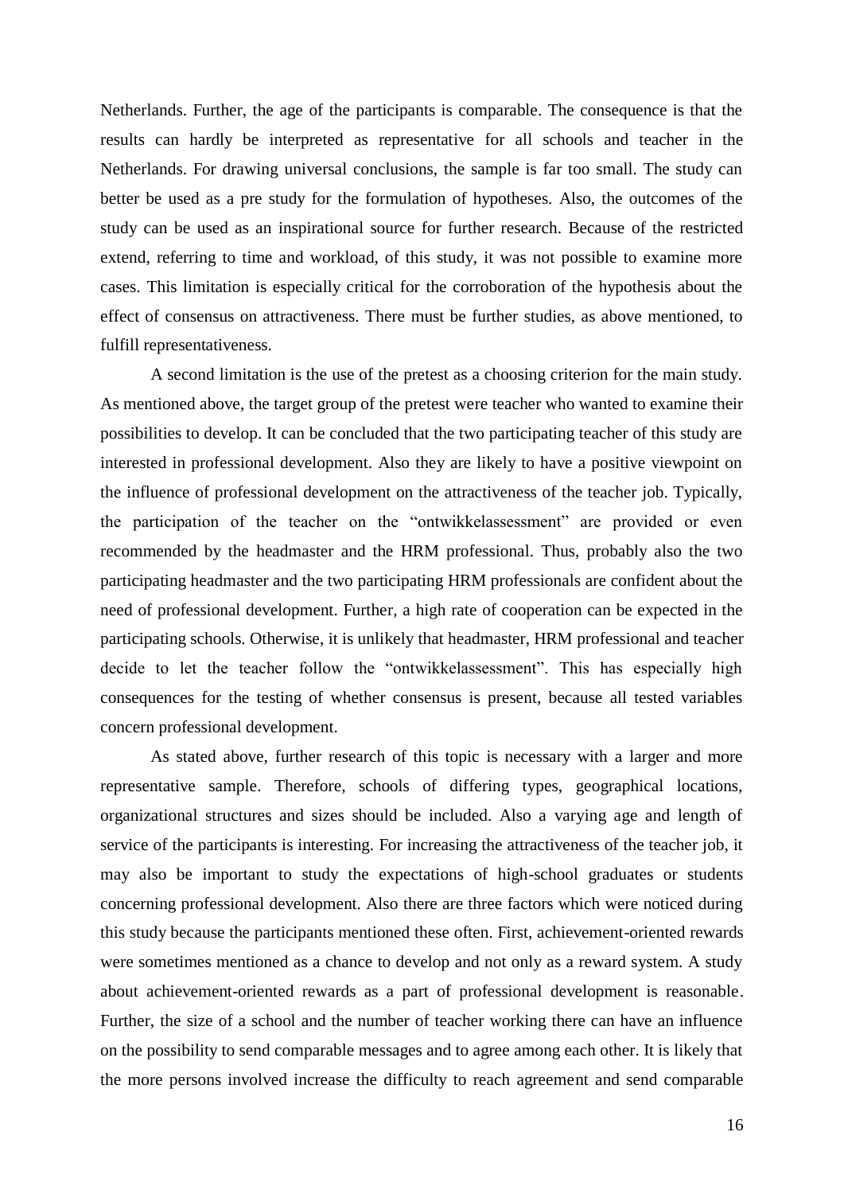Netherlands. Further, the age of the participants is comparable. The consequence is that the results can hardly be interpreted as representative for all schools and teacher in the Netherlands. For drawing universal conclusions, the sample is far too small. The study can better be used as a pre study for the formulation of hypotheses. Also, the outcomes of the study can be used as an inspirational source for further research. Because of the restricted extend, referring to time and workload, of this study, it was not possible to examine more cases. This limitation is especially critical for the corroboration of the hypothesis about the effect of consensus on attractiveness. There must be further studies, as above mentioned, to fulfill representativeness.

A second limitation is the use of the pretest as a choosing criterion for the main study. As mentioned above, the target group of the pretest were teacher who wanted to examine their possibilities to develop. It can be concluded that the two participating teacher of this study are interested in professional development. Also they are likely to have a positive viewpoint on the influence of professional development on the attractiveness of the teacher job. Typically, the participation of the teacher on the "ontwikkelassessment" are provided or even recommended by the headmaster and the HRM professional. Thus, probably also the two participating headmaster and the two participating HRM professionals are confident about the need of professional development. Further, a high rate of cooperation can be expected in the participating schools. Otherwise, it is unlikely that headmaster, HRM professional and teacher decide to let the teacher follow the "ontwikkelassessment". This has especially high consequences for the testing of whether consensus is present, because all tested variables concern professional development.

As stated above, further research of this topic is necessary with a larger and more representative sample. Therefore, schools of differing types, geographical locations, organizational structures and sizes should be included. Also a varying age and length of service of the participants is interesting. For increasing the attractiveness of the teacher job, it may also be important to study the expectations of high-school graduates or students concerning professional development. Also there are three factors which were noticed during this study because the participants mentioned these often. First, achievement-oriented rewards were sometimes mentioned as a chance to develop and not only as a reward system. A study about achievement-oriented rewards as a part of professional development is reasonable. Further, the size of a school and the number of teacher working there can have an influence on the possibility to send comparable messages and to agree among each other. It is likely that the more persons involved increase the difficulty to reach agreement and send comparable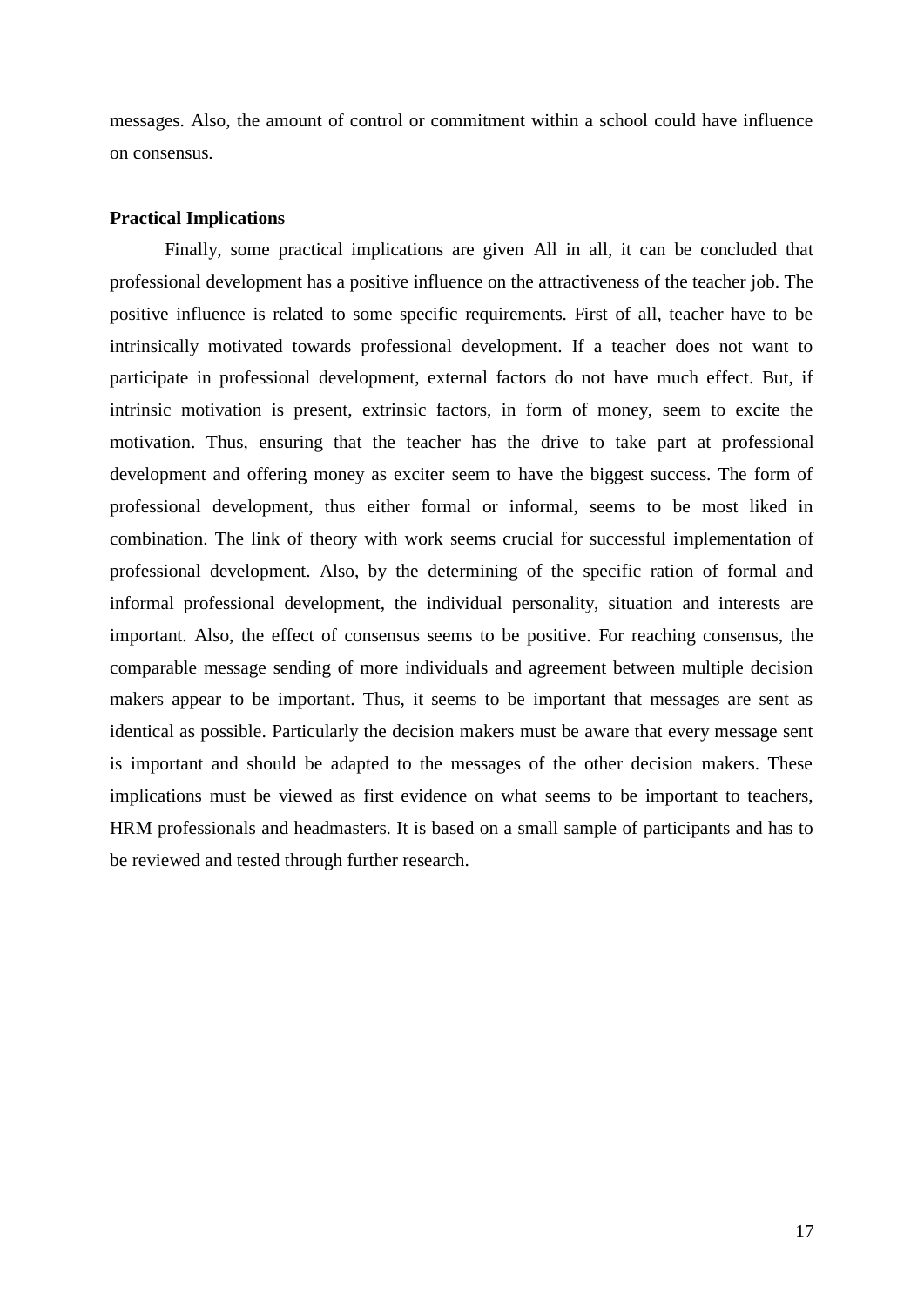messages. Also, the amount of control or commitment within a school could have influence on consensus.

**Practical Implications**

Finally, some practical implications are given All in all, it can be concluded that professional development has a positive influence on the attractiveness of the teacher job. The positive influence is related to some specific requirements. First of all, teacher have to be intrinsically motivated towards professional development. If a teacher does not want to participate in professional development, external factors do not have much effect. But, if intrinsic motivation is present, extrinsic factors, in form of money, seem to excite the motivation. Thus, ensuring that the teacher has the drive to take part at professional development and offering money as exciter seem to have the biggest success. The form of professional development, thus either formal or informal, seems to be most liked in combination. The link of theory with work seems crucial for successful implementation of professional development. Also, by the determining of the specific ration of formal and informal professional development, the individual personality, situation and interests are important. Also, the effect of consensus seems to be positive. For reaching consensus, the comparable message sending of more individuals and agreement between multiple decision makers appear to be important. Thus, it seems to be important that messages are sent as identical as possible. Particularly the decision makers must be aware that every message sent is important and should be adapted to the messages of the other decision makers. These implications must be viewed as first evidence on what seems to be important to teachers, HRM professionals and headmasters. It is based on a small sample of participants and has to be reviewed and tested through further research.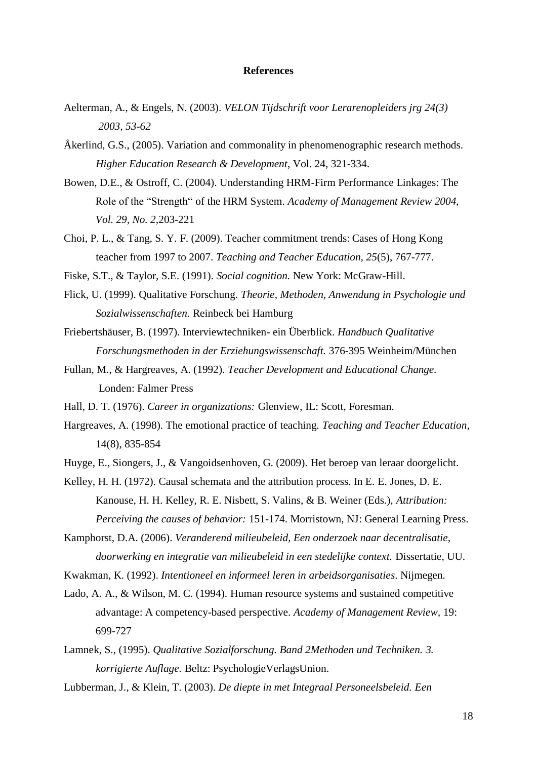**References**

Aelterman, A., & Engels, N. (2003). *VELON Tijdschrift voor Lerarenopleiders jrg 24(3) 2003, 53-62*

Åkerlind, G.S., (2005). Variation and commonality in phenomenographic research methods. *Higher Education Research & Development*, Vol. 24, 321-334.

Bowen, D.E., & Ostroff, C. (2004). Understanding HRM-Firm Performance Linkages: The Role of the "Strength" of the HRM System. *Academy of Management Review 2004, Vol. 29, No. 2*,203-221

Choi, P. L., & Tang, S. Y. F. (2009). Teacher commitment trends: Cases of Hong Kong teacher from 1997 to 2007. *Teaching and Teacher Education, 25*(5), 767-777.

Fiske, S.T., & Taylor, S.E. (1991). *Social cognition.* New York: McGraw-Hill.

Flick, U. (1999). Qualitative Forschung. *Theorie, Methoden, Anwendung in Psychologie und Sozialwissenschaften.* Reinbeck bei Hamburg

Friebertshäuser, B. (1997). Interviewtechniken- ein Überblick. *Handbuch Qualitative Forschungsmethoden in der Erziehungswissenschaft.* 376-395 Weinheim/München

Fullan, M., & Hargreaves, A. (1992). *Teacher Development and Educational Change.* Londen: Falmer Press

Hall, D. T. (1976). *Career in organizations:* Glenview, IL: Scott, Foresman.

Hargreaves, A. (1998). The emotional practice of teaching. *Teaching and Teacher Education*, 14(8), 835-854

Huyge, E., Siongers, J., & Vangoidsenhoven, G. (2009). Het beroep van leraar doorgelicht.

Kelley, H. H. (1972). Causal schemata and the attribution process. In E. E. Jones, D. E. Kanouse, H. H. Kelley, R. E. Nisbett, S. Valins, & B. Weiner (Eds.), *Attribution: Perceiving the causes of behavior:* 151-174. Morristown, NJ: General Learning Press.

Kamphorst, D.A. (2006). *Veranderend milieubeleid, Een onderzoek naar decentralisatie, doorwerking en integratie van milieubeleid in een stedelijke context.* Dissertatie, UU.

Kwakman, K. (1992). *Intentioneel en informeel leren in arbeidsorganisaties*. Nijmegen.

Lado, A. A., & Wilson, M. C. (1994). Human resource systems and sustained competitive advantage: A competency-based perspective. *Academy of Management Review*, 19: 699-727

Lamnek, S., (1995). *Qualitative Sozialforschung. Band 2Methoden und Techniken. 3. korrigierte Auflage.* Beltz: PsychologieVerlagsUnion.

Lubberman, J., & Klein, T. (2003). *De diepte in met Integraal Personeelsbeleid. Een*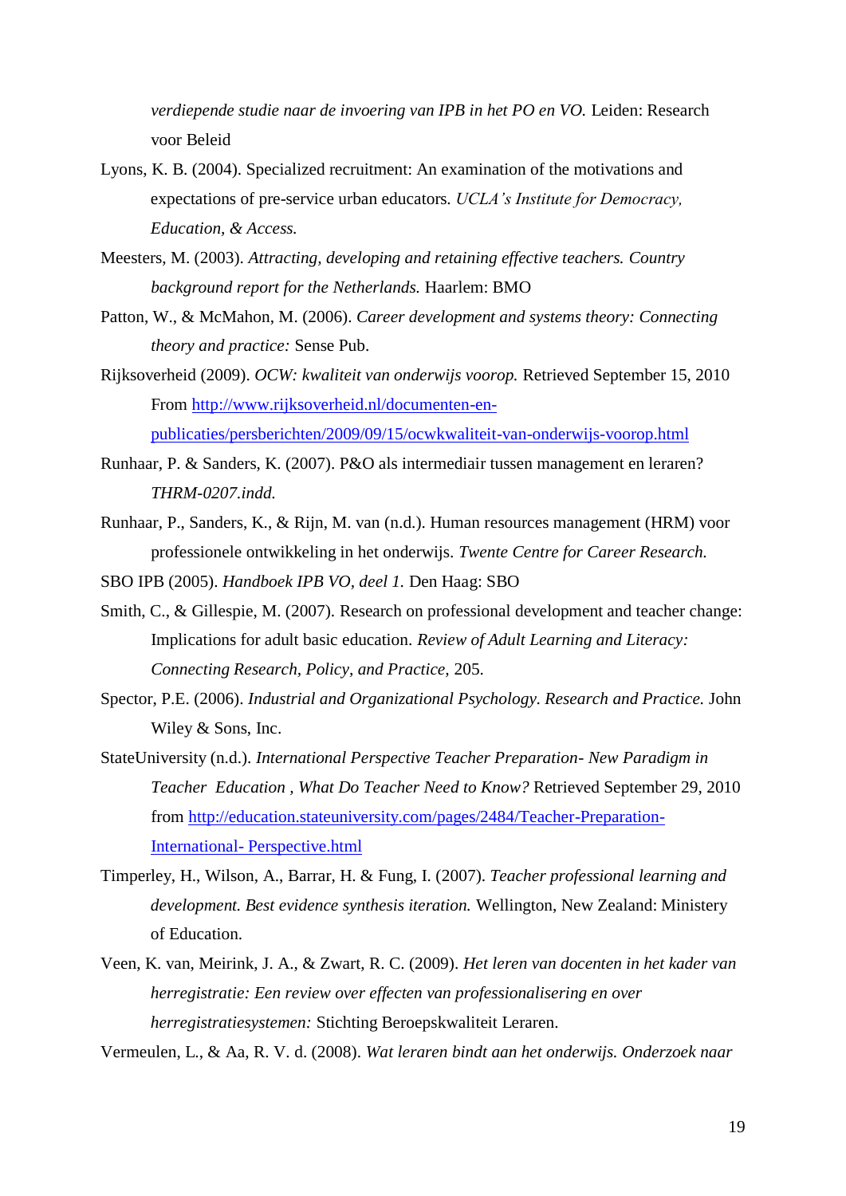*verdiepende studie naar de invoering van IPB in het PO en VO.* Leiden: Research voor Beleid

Lyons, K. B. (2004). Specialized recruitment: An examination of the motivations and expectations of pre-service urban educators. *UCLA's Institute for Democracy, Education, & Access.*

Meesters, M. (2003). *Attracting, developing and retaining effective teachers. Country background report for the Netherlands.* Haarlem: BMO

Patton, W., & McMahon, M. (2006). *Career development and systems theory: Connecting theory and practice:* Sense Pub.

Rijksoverheid (2009). *OCW: kwaliteit van onderwijs voorop.* Retrieved September 15, 2010 From [http://www.rijksoverheid.nl/documenten-en-publicaties/persberichten/2009/09/15/ocwkwaliteit-van-onderwijs-voorop.html](http://www.rijksoverheid.nl/documenten-en-publicaties/persberichten/2009/09/15/ocwkwaliteit-van-onderwijs-voorop.html)

Runhaar, P. & Sanders, K. (2007). P&O als intermediair tussen management en leraren? *THRM-0207.indd.*

Runhaar, P., Sanders, K., & Rijn, M. van (n.d.). Human resources management (HRM) voor professionele ontwikkeling in het onderwijs. *Twente Centre for Career Research.*

SBO IPB (2005). *Handboek IPB VO, deel 1.* Den Haag: SBO

Smith, C., & Gillespie, M. (2007). Research on professional development and teacher change: Implications for adult basic education. *Review of Adult Learning and Literacy: Connecting Research, Policy, and Practice,* 205.

Spector, P.E. (2006). *Industrial and Organizational Psychology. Research and Practice.* John Wiley & Sons, Inc.

StateUniversity (n.d.). *International Perspective Teacher Preparation- New Paradigm in Teacher Education , What Do Teacher Need to Know?* Retrieved September 29, 2010 from [http://education.stateuniversity.com/pages/2484/Teacher-Preparation-International- Perspective.html](http://education.stateuniversity.com/pages/2484/Teacher-Preparation-International-Perspective.html)

Timperley, H., Wilson, A., Barrar, H. & Fung, I. (2007). *Teacher professional learning and development. Best evidence synthesis iteration.* Wellington, New Zealand: Ministery of Education.

Veen, K. van, Meirink, J. A., & Zwart, R. C. (2009). *Het leren van docenten in het kader van herregistratie: Een review over effecten van professionalisering en over herregistratiesystemen:* Stichting Beroepskwaliteit Leraren.

Vermeulen, L., & Aa, R. V. d. (2008). *Wat leraren bindt aan het onderwijs. Onderzoek naar*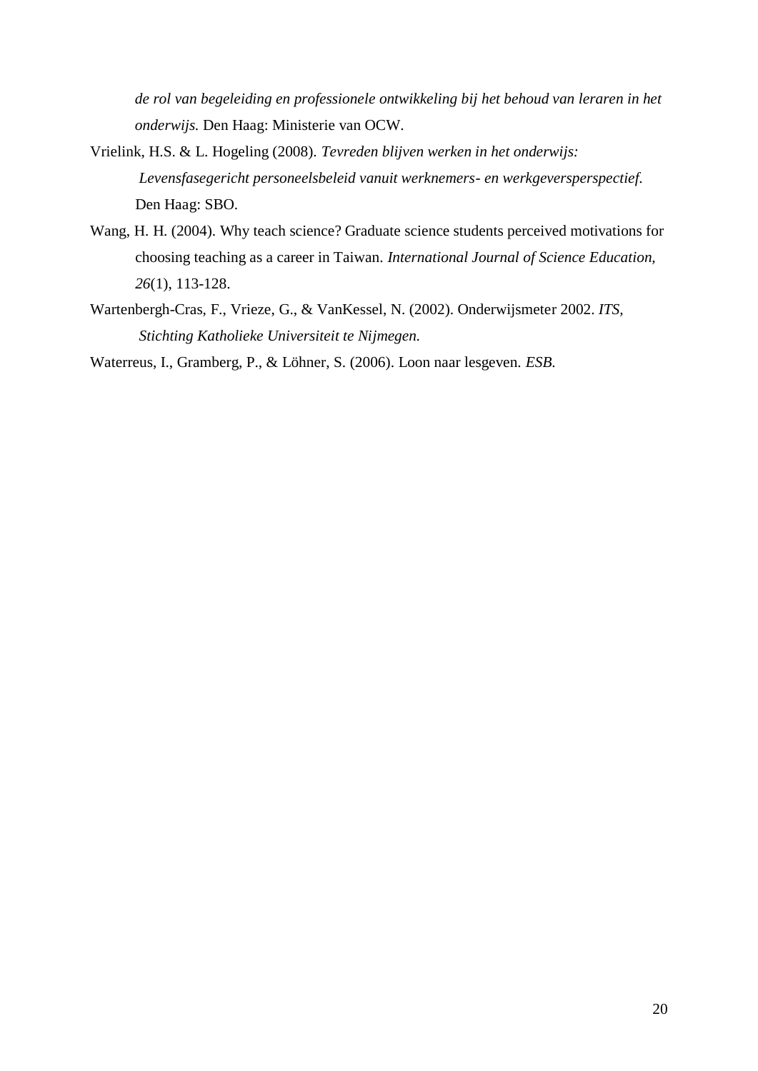*de rol van begeleiding en professionele ontwikkeling bij het behoud van leraren in het onderwijs.* Den Haag: Ministerie van OCW.

Vrielink, H.S. & L. Hogeling (2008). *Tevreden blijven werken in het onderwijs: Levensfasegericht personeelsbeleid vanuit werknemers- en werkgeversperspectief.* Den Haag: SBO.

Wang, H. H. (2004). Why teach science? Graduate science students perceived motivations for choosing teaching as a career in Taiwan. *International Journal of Science Education, 26*(1), 113-128.

Wartenbergh-Cras, F., Vrieze, G., & VanKessel, N. (2002). Onderwijsmeter 2002. *ITS, Stichting Katholieke Universiteit te Nijmegen.*

Waterreus, I., Gramberg, P., & Löhner, S. (2006). Loon naar lesgeven. *ESB.*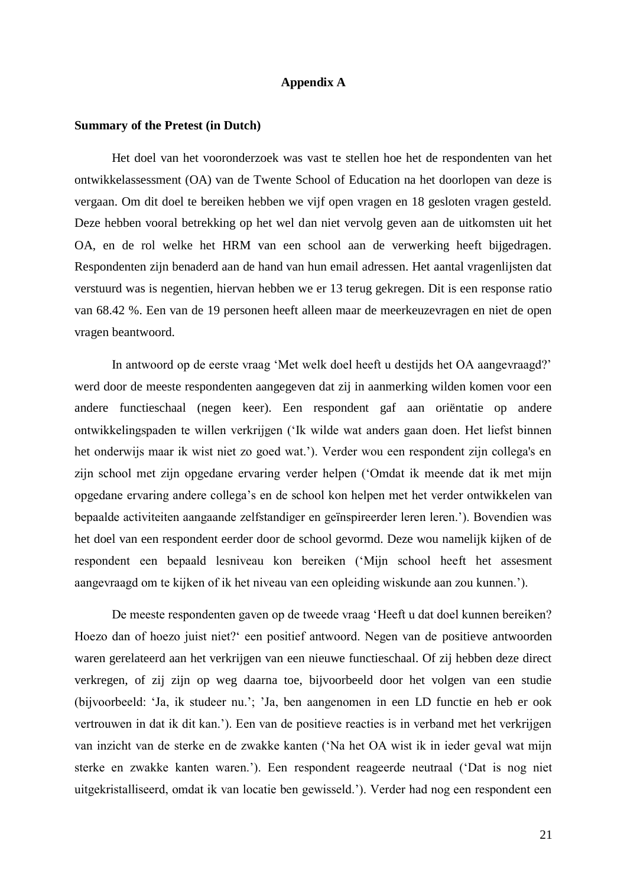## Appendix A

### Summary of the Pretest (in Dutch)

Het doel van het vooronderzoek was vast te stellen hoe het de respondenten van het ontwikkelassessment (OA) van de Twente School of Education na het doorlopen van deze is vergaan. Om dit doel te bereiken hebben we vijf open vragen en 18 gesloten vragen gesteld. Deze hebben vooral betrekking op het wel dan niet vervolg geven aan de uitkomsten uit het OA, en de rol welke het HRM van een school aan de verwerking heeft bijgedragen. Respondenten zijn benaderd aan de hand van hun email adressen. Het aantal vragenlijsten dat verstuurd was is negentien, hiervan hebben we er 13 terug gekregen. Dit is een response ratio van 68.42 %. Een van de 19 personen heeft alleen maar de meerkeuzevragen en niet de open vragen beantwoord.

In antwoord op de eerste vraag 'Met welk doel heeft u destijds het OA aangevraagd?' werd door de meeste respondenten aangegeven dat zij in aanmerking wilden komen voor een andere functieschaal (negen keer). Een respondent gaf aan oriëntatie op andere ontwikkelingspaden te willen verkrijgen ('Ik wilde wat anders gaan doen. Het liefst binnen het onderwijs maar ik wist niet zo goed wat.'). Verder wou een respondent zijn collega's en zijn school met zijn opgedane ervaring verder helpen ('Omdat ik meende dat ik met mijn opgedane ervaring andere collega's en de school kon helpen met het verder ontwikkelen van bepaalde activiteiten aangaande zelfstandiger en geïnspireerder leren leren.'). Bovendien was het doel van een respondent eerder door de school gevormd. Deze wou namelijk kijken of de respondent een bepaald lesniveau kon bereiken ('Mijn school heeft het assesment aangevraagd om te kijken of ik het niveau van een opleiding wiskunde aan zou kunnen.').

De meeste respondenten gaven op de tweede vraag 'Heeft u dat doel kunnen bereiken? Hoezo dan of hoezo juist niet?' een positief antwoord. Negen van de positieve antwoorden waren gerelateerd aan het verkrijgen van een nieuwe functieschaal. Of zij hebben deze direct verkregen, of zij zijn op weg daarna toe, bijvoorbeeld door het volgen van een studie (bijvoorbeeld: 'Ja, ik studeer nu.'; 'Ja, ben aangenomen in een LD functie en heb er ook vertrouwen in dat ik dit kan.'). Een van de positieve reacties is in verband met het verkrijgen van inzicht van de sterke en de zwakke kanten ('Na het OA wist ik in ieder geval wat mijn sterke en zwakke kanten waren.'). Een respondent reageerde neutraal ('Dat is nog niet uitgekristalliseerd, omdat ik van locatie ben gewisseld.'). Verder had nog een respondent een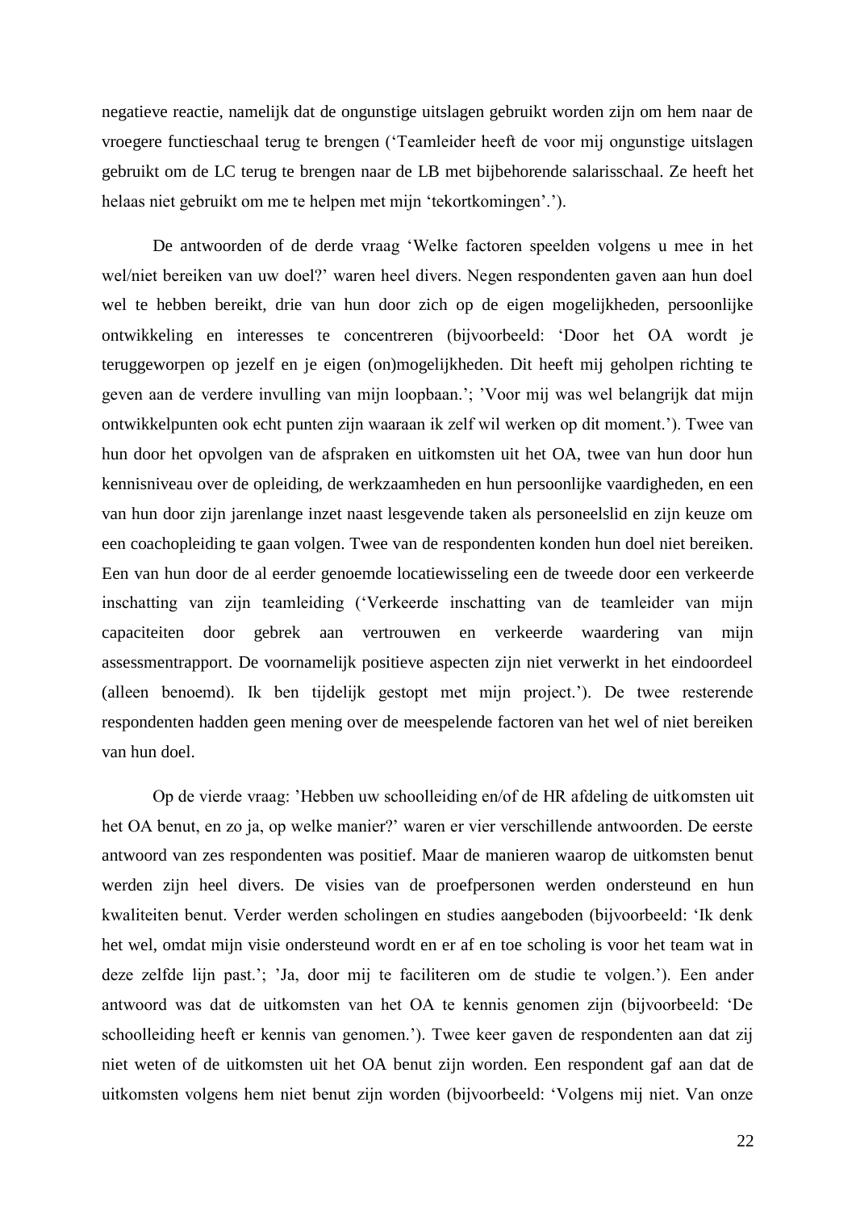negatieve reactie, namelijk dat de ongunstige uitslagen gebruikt worden zijn om hem naar de vroegere functieschaal terug te brengen ('Teamleider heeft de voor mij ongunstige uitslagen gebruikt om de LC terug te brengen naar de LB met bijbehorende salarisschaal. Ze heeft het helaas niet gebruikt om me te helpen met mijn 'tekortkomingen'.').

De antwoorden of de derde vraag 'Welke factoren speelden volgens u mee in het wel/niet bereiken van uw doel?' waren heel divers. Negen respondenten gaven aan hun doel wel te hebben bereikt, drie van hun door zich op de eigen mogelijkheden, persoonlijke ontwikkeling en interesses te concentreren (bijvoorbeeld: 'Door het OA wordt je teruggeworpen op jezelf en je eigen (on)mogelijkheden. Dit heeft mij geholpen richting te geven aan de verdere invulling van mijn loopbaan.'; 'Voor mij was wel belangrijk dat mijn ontwikkelpunten ook echt punten zijn waaraan ik zelf wil werken op dit moment.'). Twee van hun door het opvolgen van de afspraken en uitkomsten uit het OA, twee van hun door hun kennisniveau over de opleiding, de werkzaamheden en hun persoonlijke vaardigheden, en een van hun door zijn jarenlange inzet naast lesgevende taken als personeelslid en zijn keuze om een coachopleiding te gaan volgen. Twee van de respondenten konden hun doel niet bereiken. Een van hun door de al eerder genoemde locatiewisseling een de tweede door een verkeerde inschatting van zijn teamleiding ('Verkeerde inschatting van de teamleider van mijn capaciteiten door gebrek aan vertrouwen en verkeerde waardering van mijn assessmentrapport. De voornamelijk positieve aspecten zijn niet verwerkt in het eindoordeel (alleen benoemd). Ik ben tijdelijk gestopt met mijn project.'). De twee resterende respondenten hadden geen mening over de meespelende factoren van het wel of niet bereiken van hun doel.

Op de vierde vraag: 'Hebben uw schoolleiding en/of de HR afdeling de uitkomsten uit het OA benut, en zo ja, op welke manier?' waren er vier verschillende antwoorden. De eerste antwoord van zes respondenten was positief. Maar de manieren waarop de uitkomsten benut werden zijn heel divers. De visies van de proefpersonen werden ondersteund en hun kwaliteiten benut. Verder werden scholingen en studies aangeboden (bijvoorbeeld: 'Ik denk het wel, omdat mijn visie ondersteund wordt en er af en toe scholing is voor het team wat in deze zelfde lijn past.'; 'Ja, door mij te faciliteren om de studie te volgen.'). Een ander antwoord was dat de uitkomsten van het OA te kennis genomen zijn (bijvoorbeeld: 'De schoolleiding heeft er kennis van genomen.'). Twee keer gaven de respondenten aan dat zij niet weten of de uitkomsten uit het OA benut zijn worden. Een respondent gaf aan dat de uitkomsten volgens hem niet benut zijn worden (bijvoorbeeld: 'Volgens mij niet. Van onze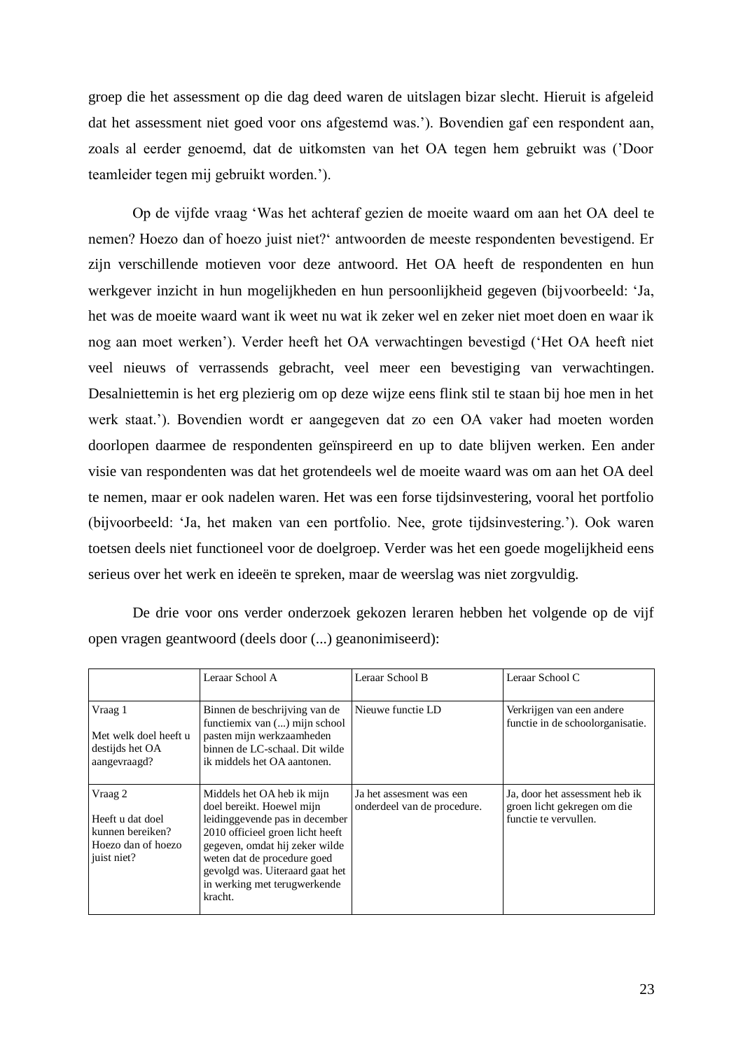groep die het assessment op die dag deed waren de uitslagen bizar slecht. Hieruit is afgeleid dat het assessment niet goed voor ons afgestemd was.'). Bovendien gaf een respondent aan, zoals al eerder genoemd, dat de uitkomsten van het OA tegen hem gebruikt was ('Door teamleider tegen mij gebruikt worden.').

Op de vijfde vraag 'Was het achteraf gezien de moeite waard om aan het OA deel te nemen? Hoezo dan of hoezo juist niet?' antwoorden de meeste respondenten bevestigend. Er zijn verschillende motieven voor deze antwoord. Het OA heeft de respondenten en hun werkgever inzicht in hun mogelijkheden en hun persoonlijkheid gegeven (bijvoorbeeld: 'Ja, het was de moeite waard want ik weet nu wat ik zeker wel en zeker niet moet doen en waar ik nog aan moet werken'). Verder heeft het OA verwachtingen bevestigd ('Het OA heeft niet veel nieuws of verrassends gebracht, veel meer een bevestiging van verwachtingen. Desalniettemin is het erg plezierig om op deze wijze eens flink stil te staan bij hoe men in het werk staat.'). Bovendien wordt er aangegeven dat zo een OA vaker had moeten worden doorlopen daarmee de respondenten geïnspireerd en up to date blijven werken. Een ander visie van respondenten was dat het grotendeels wel de moeite waard was om aan het OA deel te nemen, maar er ook nadelen waren. Het was een forse tijdsinvestering, vooral het portfolio (bijvoorbeeld: 'Ja, het maken van een portfolio. Nee, grote tijdsinvestering.'). Ook waren toetsen deels niet functioneel voor de doelgroep. Verder was het een goede mogelijkheid eens serieus over het werk en ideeën te spreken, maar de weerslag was niet zorgvuldig.

De drie voor ons verder onderzoek gekozen leraren hebben het volgende op de vijf open vragen geantwoord (deels door (...) geanonimiseerd):

| | Leraar School A | Leraar School B | Leraar School C |
|---|---|---|---|
| Vraag 1<br><br>Met welk doel heeft u destijds het OA aangevraagd? | Binnen de beschrijving van de functiemix van (...) mijn school pasten mijn werkzaamheden binnen de LC-schaal. Dit wilde ik middels het OA aantonen. | Nieuwe functie LD | Verkrijgen van een andere functie in de schoolorganisatie. |
| Vraag 2<br><br>Heeft u dat doel kunnen bereiken? Hoezo dan of hoezo juist niet? | Middels het OA heb ik mijn doel bereikt. Hoewel mijn leidinggevende pas in december 2010 officieel groen licht heeft gegeven, omdat hij zeker wilde weten dat de procedure goed gevolgd was. Uiteraard gaat het in werking met terugwerkende kracht. | Ja het assesment was een onderdeel van de procedure. | Ja, door het assessment heb ik groen licht gekregen om die functie te vervullen. |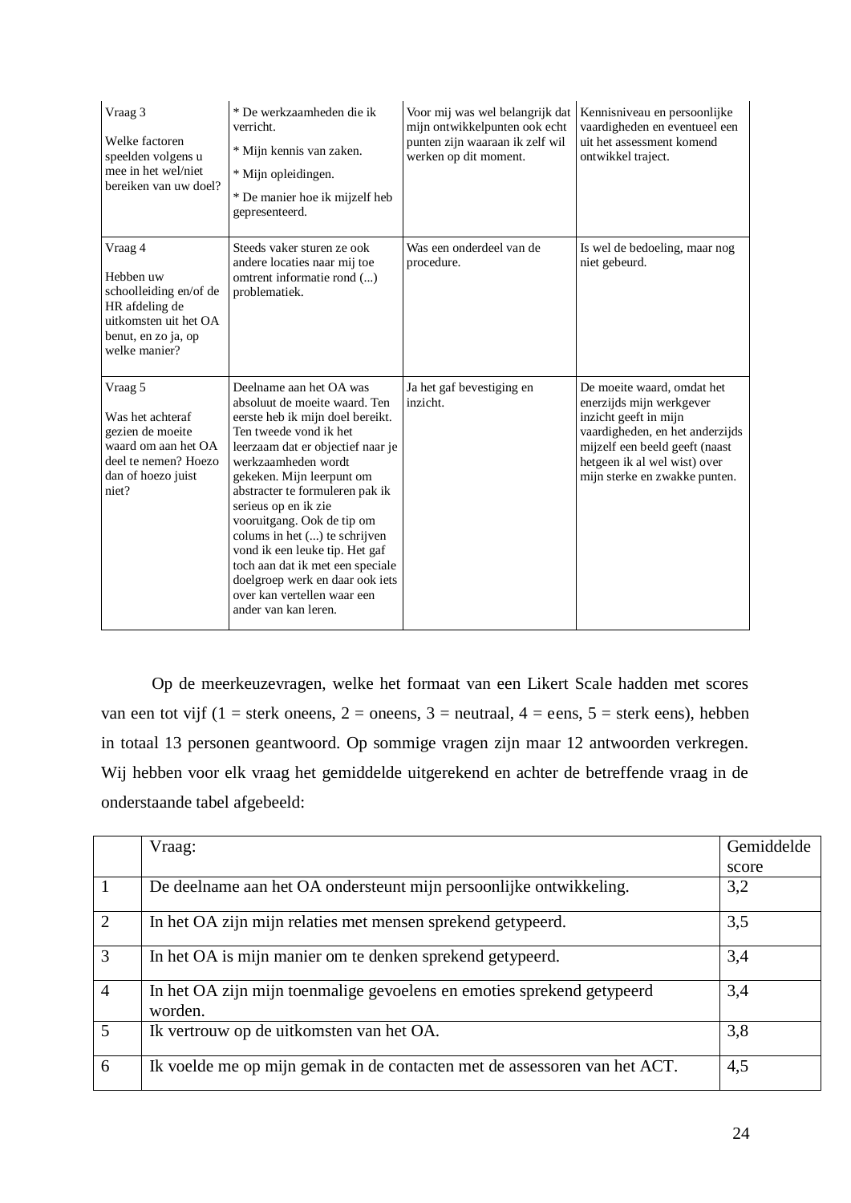| | | | |
|---|---|---|---|
| Vraag 3<br><br>Welke factoren speelden volgens u mee in het wel/niet bereiken van uw doel? | * De werkzaamheden die ik verricht.<br>* Mijn kennis van zaken.<br>* Mijn opleidingen.<br>* De manier hoe ik mijzelf heb gepresenteerd. | Voor mij was wel belangrijk dat mijn ontwikkelpunten ook echt punten zijn waaraan ik zelf wil werken op dit moment. | Kennisniveau en persoonlijke vaardigheden en eventueel een uit het assessment komend ontwikkel traject. |
| Vraag 4<br><br>Hebben uw schoolleiding en/of de HR afdeling de uitkomsten uit het OA benut, en zo ja, op welke manier? | Steeds vaker sturen ze ook andere locaties naar mij toe omtrent informatie rond (...) problematiek. | Was een onderdeel van de procedure. | Is wel de bedoeling, maar nog niet gebeurd. |
| Vraag 5<br><br>Was het achteraf gezien de moeite waard om aan het OA deel te nemen? Hoezo dan of hoezo juist niet? | Deelname aan het OA was absoluut de moeite waard. Ten eerste heb ik mijn doel bereikt. Ten tweede vond ik het leerzaam dat er objectief naar je werkzaamheden wordt gekeken. Mijn leerpunt om abstracter te formuleren pak ik serieus op en ik zie vooruitgang. Ook de tip om colums in het (...) te schrijven vond ik een leuke tip. Het gaf toch aan dat ik met een speciale doelgroep werk en daar ook iets over kan vertellen waar een ander van kan leren. | Ja het gaf bevestiging en inzicht. | De moeite waard, omdat het enerzijds mijn werkgever inzicht geeft in mijn vaardigheden, en het anderzijds mijzelf een beeld geeft (naast hetgeen ik al wel wist) over mijn sterke en zwakke punten. |

Op de meerkeuzevragen, welke het formaat van een Likert Scale hadden met scores van een tot vijf (1 = sterk oneens, 2 = oneens, 3 = neutraal, 4 = eens, 5 = sterk eens), hebben in totaal 13 personen geantwoord. Op sommige vragen zijn maar 12 antwoorden verkregen. Wij hebben voor elk vraag het gemiddelde uitgerekend en achter de betreffende vraag in de onderstaande tabel afgebeeld:

| | Vraag: | Gemiddelde score |
|---|---|---|
| 1 | De deelname aan het OA ondersteunt mijn persoonlijke ontwikkeling. | 3,2 |
| 2 | In het OA zijn mijn relaties met mensen sprekend getypeerd. | 3,5 |
| 3 | In het OA is mijn manier om te denken sprekend getypeerd. | 3,4 |
| 4 | In het OA zijn mijn toenmalige gevoelens en emoties sprekend getypeerd worden. | 3,4 |
| 5 | Ik vertrouw op de uitkomsten van het OA. | 3,8 |
| 6 | Ik voelde me op mijn gemak in de contacten met de assessoren van het ACT. | 4,5 |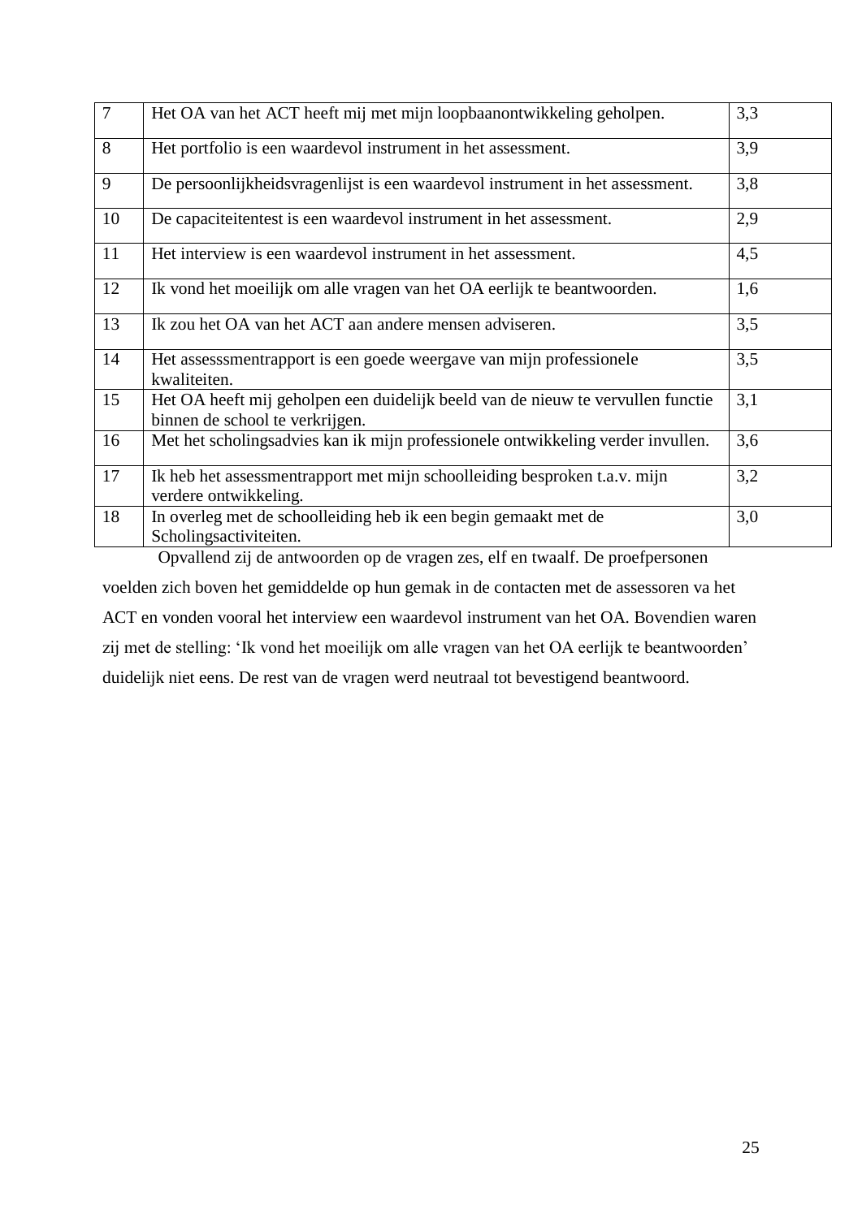| | | |
|---|---|---|
| 7 | Het OA van het ACT heeft mij met mijn loopbaanontwikkeling geholpen. | 3,3 |
| 8 | Het portfolio is een waardevol instrument in het assessment. | 3,9 |
| 9 | De persoonlijkheidsvragenlijst is een waardevol instrument in het assessment. | 3,8 |
| 10 | De capaciteitentest is een waardevol instrument in het assessment. | 2,9 |
| 11 | Het interview is een waardevol instrument in het assessment. | 4,5 |
| 12 | Ik vond het moeilijk om alle vragen van het OA eerlijk te beantwoorden. | 1,6 |
| 13 | Ik zou het OA van het ACT aan andere mensen adviseren. | 3,5 |
| 14 | Het assesssmentrapport is een goede weergave van mijn professionele kwaliteiten. | 3,5 |
| 15 | Het OA heeft mij geholpen een duidelijk beeld van de nieuw te vervullen functie binnen de school te verkrijgen. | 3,1 |
| 16 | Met het scholingsadvies kan ik mijn professionele ontwikkeling verder invullen. | 3,6 |
| 17 | Ik heb het assessmentrapport met mijn schoolleiding besproken t.a.v. mijn verdere ontwikkeling. | 3,2 |
| 18 | In overleg met de schoolleiding heb ik een begin gemaakt met de Scholingsactiviteiten. | 3,0 |

Opvallend zij de antwoorden op de vragen zes, elf en twaalf. De proefpersonen voelden zich boven het gemiddelde op hun gemak in de contacten met de assessoren va het ACT en vonden vooral het interview een waardevol instrument van het OA. Bovendien waren zij met de stelling: 'Ik vond het moeilijk om alle vragen van het OA eerlijk te beantwoorden' duidelijk niet eens. De rest van de vragen werd neutraal tot bevestigend beantwoord.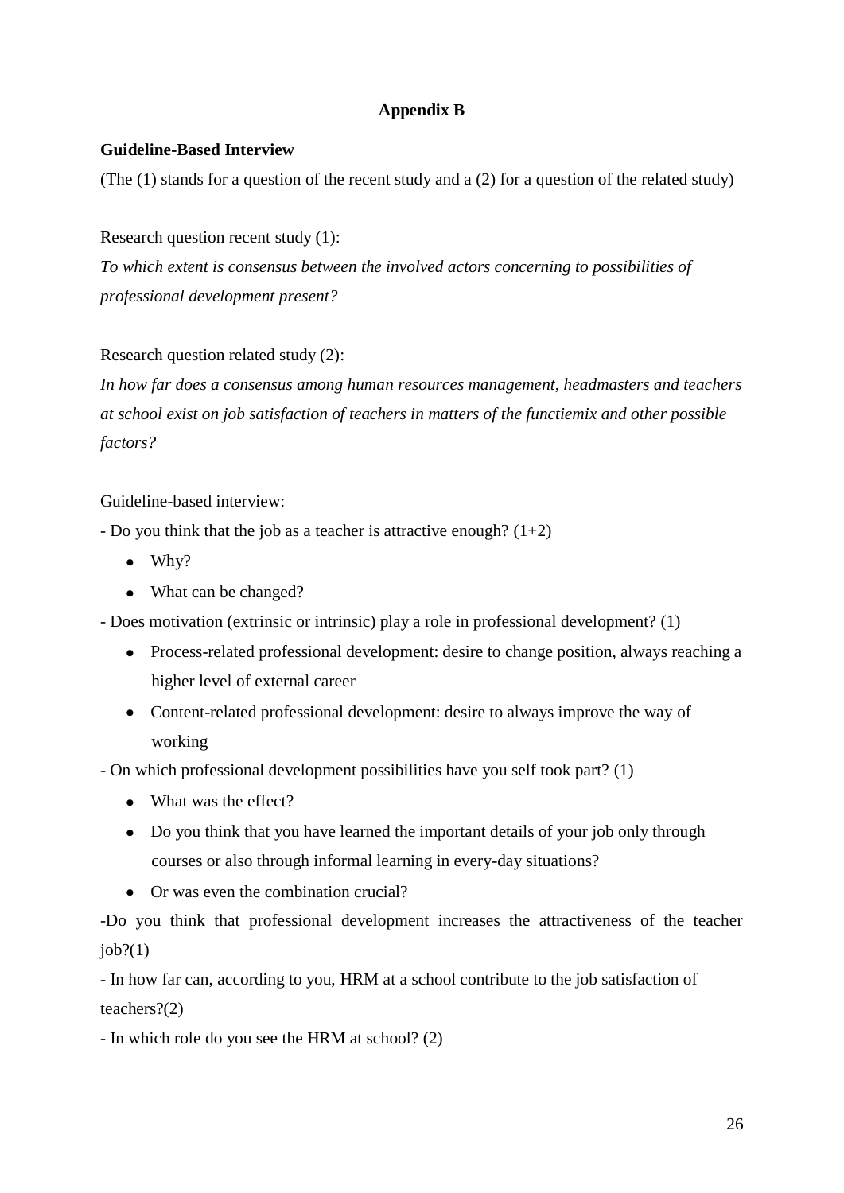# Appendix B

**Guideline-Based Interview**

(The (1) stands for a question of the recent study and a (2) for a question of the related study)

Research question recent study (1):

*To which extent is consensus between the involved actors concerning to possibilities of professional development present?*

Research question related study (2):

*In how far does a consensus among human resources management, headmasters and teachers at school exist on job satisfaction of teachers in matters of the functiemix and other possible factors?*

Guideline-based interview:

- Do you think that the job as a teacher is attractive enough? (1+2)
  - Why?
  - What can be changed?
- Does motivation (extrinsic or intrinsic) play a role in professional development? (1)
  - Process-related professional development: desire to change position, always reaching a higher level of external career
  - Content-related professional development: desire to always improve the way of working
- On which professional development possibilities have you self took part? (1)
  - What was the effect?
  - Do you think that you have learned the important details of your job only through courses or also through informal learning in every-day situations?
  - Or was even the combination crucial?
- Do you think that professional development increases the attractiveness of the teacher job?(1)
- In how far can, according to you, HRM at a school contribute to the job satisfaction of teachers?(2)
- In which role do you see the HRM at school? (2)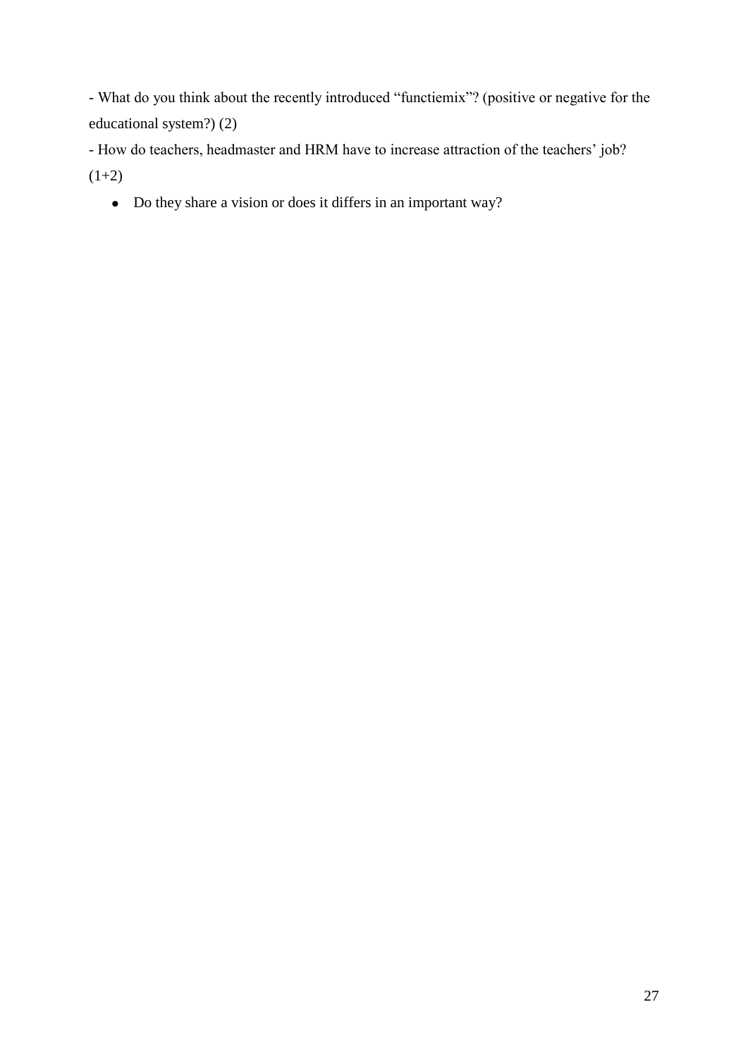- What do you think about the recently introduced "functiemix"? (positive or negative for the educational system?) (2)

- How do teachers, headmaster and HRM have to increase attraction of the teachers' job? (1+2)

  - Do they share a vision or does it differs in an important way?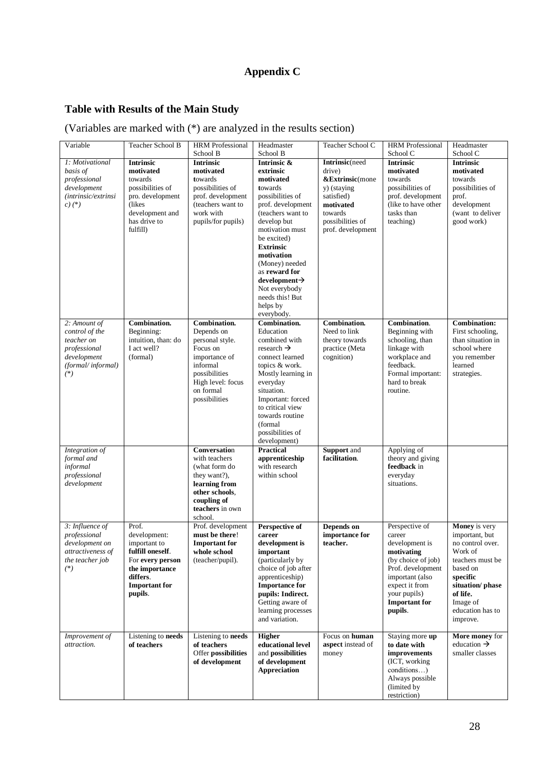# Appendix C

## Table with Results of the Main Study

(Variables are marked with (*) are analyzed in the results section)

| Variable | Teacher School B | HRM Professional School B | Headmaster School B | Teacher School C | HRM Professional School C | Headmaster School C |
|---|---|---|---|---|---|---|
| *1: Motivational basis of professional development (intrinsic/extrinsic) (*)* | **Intrinsic motivated** towards possibilities of pro. development (likes development and has drive to fulfill) | **Intrinsic motivated** **t**owards possibilities of prof. development (teachers want to work with pupils/for pupils) | **Intrinsic & extrinsic motivated** **t**owards possibilities of prof. development (teachers want to develop but motivation must be excited) **Extrinsic motivation** (Money) needed as **reward for development→** Not everybody needs this! But helps by everybody. | **Intrinsic**(need drive) **&Extrinsic**(money) (staying satisfied) **motivated** towards possibilities of prof. development | **Intrinsic motivated** towards possibilities of prof. development (like to have other tasks than teaching) | **Intrinsic motivated** towards possibilities of prof. development (want to deliver good work) |
| *2: Amount of control of the teacher on professional development (formal/ informal) (*)* | **Combination.** Beginning: intuition, than: do I act well? (formal) | **Combination.** Depends on personal style. Focus on importance of informal possibilities High level: focus on formal possibilities | **Combination.** Education combined with research → connect learned topics & work. Mostly learning in everyday situation. Important: forced to critical view towards routine (formal possibilities of development) | **Combination.** Need to link theory towards practice (Meta cognition) | **Combination**. Beginning with schooling, than linkage with workplace and feedback. Formal important: hard to break routine. | **Combination:** First schooling, than situation in school where you remember learned strategies. |
| *Integration of formal and informal professional development* | | **Conversatio**n with teachers (what form do they want?), **learning from other schools**, **coupling of teachers** in own school. | **Practical apprenticeship** with research within school | **Support** and **facilitation**. | Applying of theory and giving **feedback** in everyday situations. | |
| *3: Influence of professional development on attractiveness of the teacher job (*)* | Prof. development: important to **fulfill oneself**. For **every person the importance differs**. **Important for pupils**. | Prof. development **must be there**! **Important for whole school** (teacher/pupil). | **Perspective of career development is important** (particularly by choice of job after apprenticeship) **Importance for pupils: Indirect.** Getting aware of learning processes and variation. | **Depends on importance for teacher.** | Perspective of career development is **motivating** (by choice of job) Prof. development important (also expect it from your pupils) **Important for pupils**. | **Money** is very important, but no control over. Work of teachers must be based on **specific situation/ phase of life.** Image of education has to improve. |
| *Improvement of attraction.* | Listening to **needs of teachers** | Listening to **needs of teachers** Offer **possibilities of development** | **Higher educational level** and **possibilities of development** **Appreciation** | Focus on **human aspect** instead of money | Staying more **up to date with improvements** (ICT, working conditions…) Always possible (limited by restriction) | **More money** for education → smaller classes |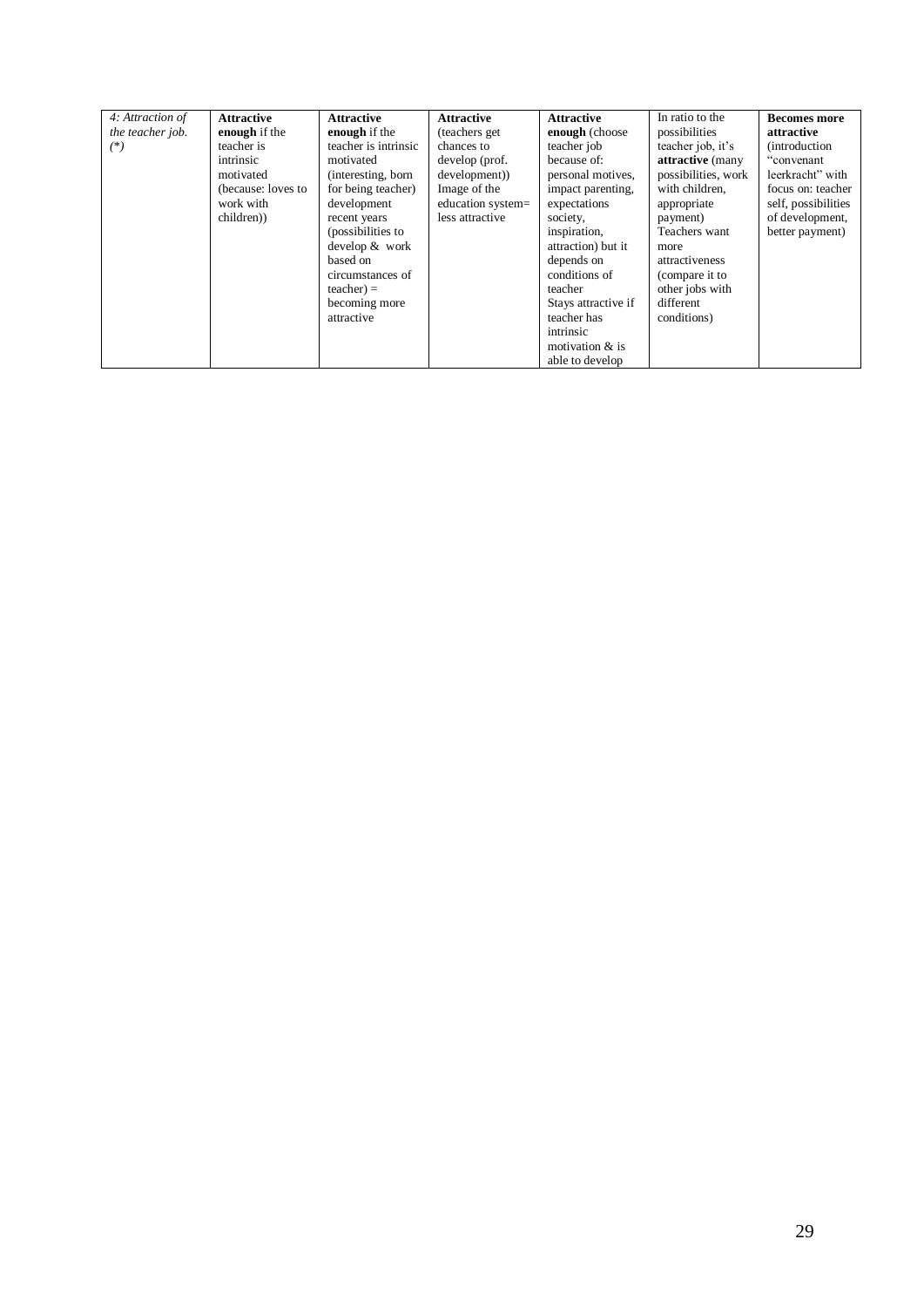| | | | | | | |
|---|---|---|---|---|---|---|
| *4: Attraction of the teacher job. (\*)* | **Attractive enough** if the teacher is intrinsic motivated (because: loves to work with children)) | **Attractive enough** if the teacher is intrinsic motivated (interesting, born for being teacher) development recent years (possibilities to develop & work based on circumstances of teacher) = becoming more attractive | **Attractive** (teachers get chances to develop (prof. development)) Image of the education system= less attractive | **Attractive enough** (choose teacher job because of: personal motives, impact parenting, expectations society, inspiration, attraction) but it depends on conditions of teacher Stays attractive if teacher has intrinsic motivation & is able to develop | In ratio to the possibilities teacher job, it's **attractive** (many possibilities, work with children, appropriate payment) Teachers want more attractiveness (compare it to other jobs with different conditions) | **Becomes more attractive** (introduction "convenant leerkracht" with focus on: teacher self, possibilities of development, better payment) |